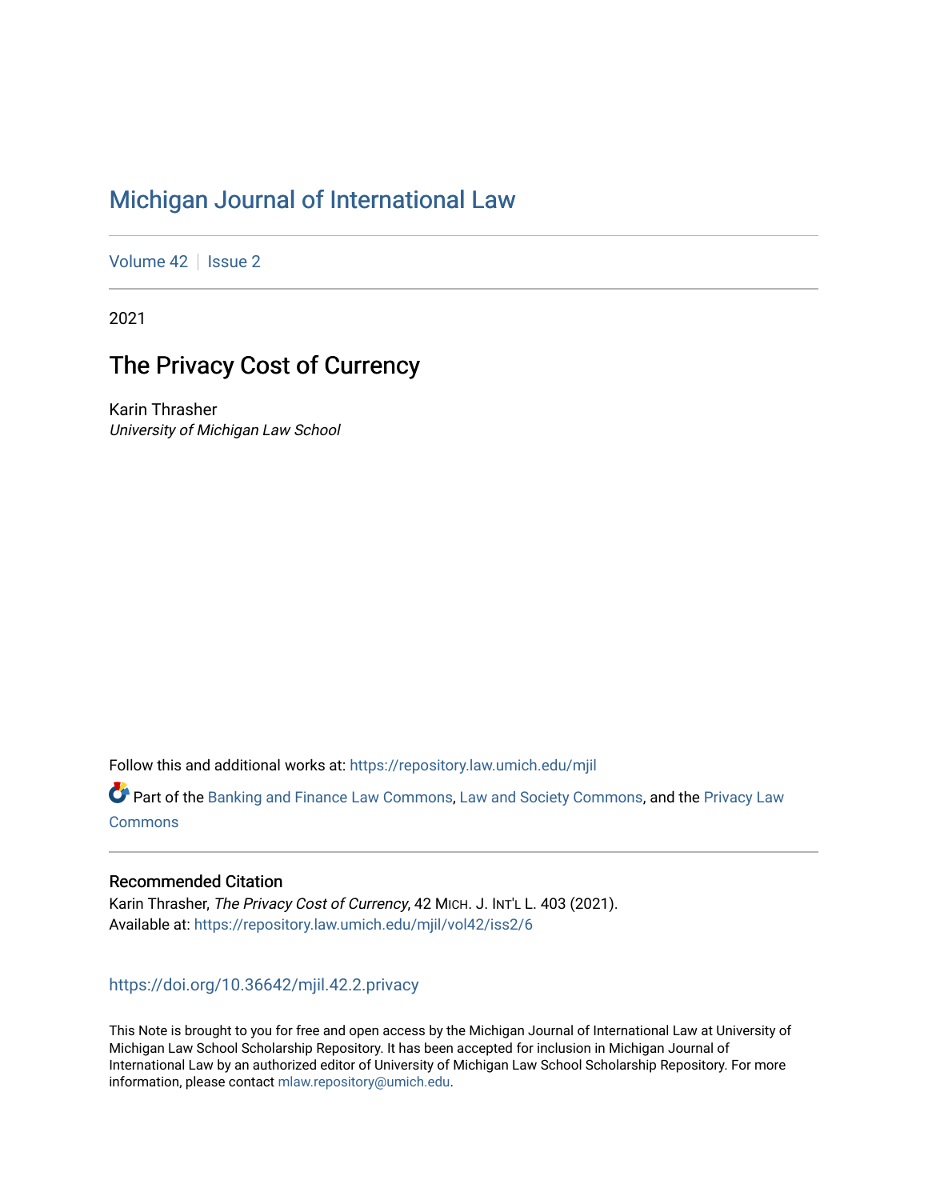# Michigan Journal of International Law

Volume 42 | Issue 2

2021

## The Privacy Cost of Currency

Karin Thrasher
*University of Michigan Law School*

Follow this and additional works at: https://repository.law.umich.edu/mjil

Part of the Banking and Finance Law Commons, Law and Society Commons, and the Privacy Law Commons

### Recommended Citation

Karin Thrasher, *The Privacy Cost of Currency*, 42 MICH. J. INT'L L. 403 (2021).
Available at: https://repository.law.umich.edu/mjil/vol42/iss2/6

https://doi.org/10.36642/mjil.42.2.privacy

This Note is brought to you for free and open access by the Michigan Journal of International Law at University of Michigan Law School Scholarship Repository. It has been accepted for inclusion in Michigan Journal of International Law by an authorized editor of University of Michigan Law School Scholarship Repository. For more information, please contact mlaw.repository@umich.edu.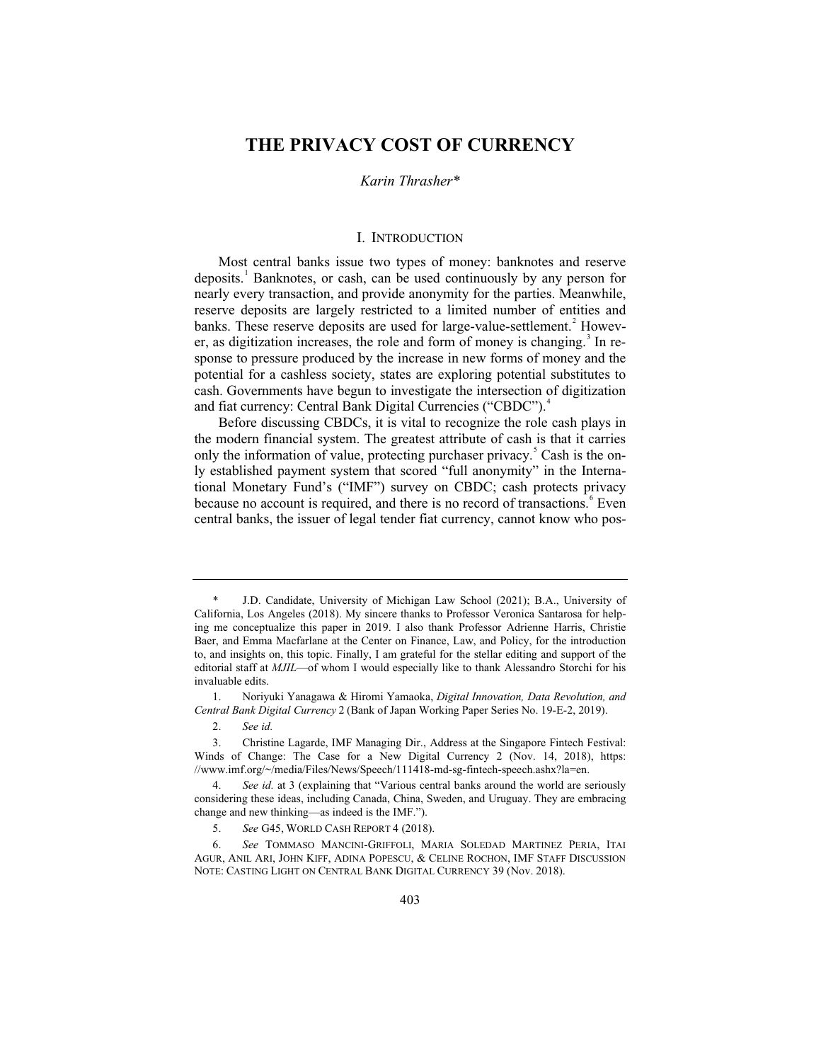# THE PRIVACY COST OF CURRENCY

*Karin Thrasher\**

## I. INTRODUCTION

Most central banks issue two types of money: banknotes and reserve deposits.[1] Banknotes, or cash, can be used continuously by any person for nearly every transaction, and provide anonymity for the parties. Meanwhile, reserve deposits are largely restricted to a limited number of entities and banks. These reserve deposits are used for large-value-settlement.[2] However, as digitization increases, the role and form of money is changing.[3] In response to pressure produced by the increase in new forms of money and the potential for a cashless society, states are exploring potential substitutes to cash. Governments have begun to investigate the intersection of digitization and fiat currency: Central Bank Digital Currencies ("CBDC").[4]

Before discussing CBDCs, it is vital to recognize the role cash plays in the modern financial system. The greatest attribute of cash is that it carries only the information of value, protecting purchaser privacy.[5] Cash is the only established payment system that scored "full anonymity" in the International Monetary Fund's ("IMF") survey on CBDC; cash protects privacy because no account is required, and there is no record of transactions.[6] Even central banks, the issuer of legal tender fiat currency, cannot know who pos-

---

\* J.D. Candidate, University of Michigan Law School (2021); B.A., University of California, Los Angeles (2018). My sincere thanks to Professor Veronica Santarosa for helping me conceptualize this paper in 2019. I also thank Professor Adrienne Harris, Christie Baer, and Emma Macfarlane at the Center on Finance, Law, and Policy, for the introduction to, and insights on, this topic. Finally, I am grateful for the stellar editing and support of the editorial staff at *MJIL*—of whom I would especially like to thank Alessandro Storchi for his invaluable edits.

1. Noriyuki Yanagawa & Hiromi Yamaoka, *Digital Innovation, Data Revolution, and Central Bank Digital Currency* 2 (Bank of Japan Working Paper Series No. 19-E-2, 2019).

2. *See id.*

3. Christine Lagarde, IMF Managing Dir., Address at the Singapore Fintech Festival: Winds of Change: The Case for a New Digital Currency 2 (Nov. 14, 2018), https://www.imf.org/~/media/Files/News/Speech/111418-md-sg-fintech-speech.ashx?la=en.

4. *See id.* at 3 (explaining that "Various central banks around the world are seriously considering these ideas, including Canada, China, Sweden, and Uruguay. They are embracing change and new thinking—as indeed is the IMF.").

5. *See* G45, WORLD CASH REPORT 4 (2018).

6. *See* TOMMASO MANCINI-GRIFFOLI, MARIA SOLEDAD MARTINEZ PERIA, ITAI AGUR, ANIL ARI, JOHN KIFF, ADINA POPESCU, & CELINE ROCHON, IMF STAFF DISCUSSION NOTE: CASTING LIGHT ON CENTRAL BANK DIGITAL CURRENCY 39 (Nov. 2018).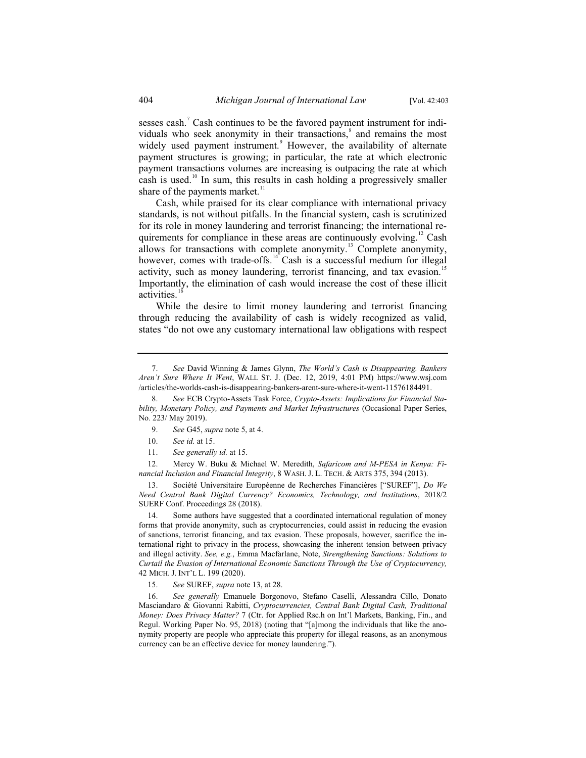sesses cash.[7] Cash continues to be the favored payment instrument for individuals who seek anonymity in their transactions,[8] and remains the most widely used payment instrument.[9] However, the availability of alternate payment structures is growing; in particular, the rate at which electronic payment transactions volumes are increasing is outpacing the rate at which cash is used.[10] In sum, this results in cash holding a progressively smaller share of the payments market.[11]

Cash, while praised for its clear compliance with international privacy standards, is not without pitfalls. In the financial system, cash is scrutinized for its role in money laundering and terrorist financing; the international requirements for compliance in these areas are continuously evolving.[12] Cash allows for transactions with complete anonymity.[13] Complete anonymity, however, comes with trade-offs.[14] Cash is a successful medium for illegal activity, such as money laundering, terrorist financing, and tax evasion.[15] Importantly, the elimination of cash would increase the cost of these illicit activities.[16]

While the desire to limit money laundering and terrorist financing through reducing the availability of cash is widely recognized as valid, states "do not owe any customary international law obligations with respect

---

7. *See* David Winning & James Glynn, *The World's Cash is Disappearing. Bankers Aren't Sure Where It Went*, WALL ST. J. (Dec. 12, 2019, 4:01 PM) https://www.wsj.com/articles/the-worlds-cash-is-disappearing-bankers-arent-sure-where-it-went-11576184491.

8. *See* ECB Crypto-Assets Task Force, *Crypto-Assets: Implications for Financial Stability, Monetary Policy, and Payments and Market Infrastructures* (Occasional Paper Series, No. 223/ May 2019).

9. *See* G45, *supra* note 5, at 4.

10. *See id.* at 15.

11. *See generally id.* at 15.

12. Mercy W. Buku & Michael W. Meredith, *Safaricom and M-PESA in Kenya: Financial Inclusion and Financial Integrity*, 8 WASH. J. L. TECH. & ARTS 375, 394 (2013).

13. Société Universitaire Européenne de Recherches Financières ["SUREF"], *Do We Need Central Bank Digital Currency? Economics, Technology, and Institutions*, 2018/2 SUERF Conf. Proceedings 28 (2018).

14. Some authors have suggested that a coordinated international regulation of money forms that provide anonymity, such as cryptocurrencies, could assist in reducing the evasion of sanctions, terrorist financing, and tax evasion. These proposals, however, sacrifice the international right to privacy in the process, showcasing the inherent tension between privacy and illegal activity. *See, e.g.*, Emma Macfarlane, Note, *Strengthening Sanctions: Solutions to Curtail the Evasion of International Economic Sanctions Through the Use of Cryptocurrency,* 42 MICH. J. INT'L L. 199 (2020).

15. *See* SUREF, *supra* note 13, at 28.

16. *See generally* Emanuele Borgonovo, Stefano Caselli, Alessandra Cillo, Donato Masciandaro & Giovanni Rabitti, *Cryptocurrencies, Central Bank Digital Cash, Traditional Money: Does Privacy Matter?* 7 (Ctr. for Applied Rsc.h on Int'l Markets, Banking, Fin., and Regul. Working Paper No. 95, 2018) (noting that "[a]mong the individuals that like the anonymity property are people who appreciate this property for illegal reasons, as an anonymous currency can be an effective device for money laundering.").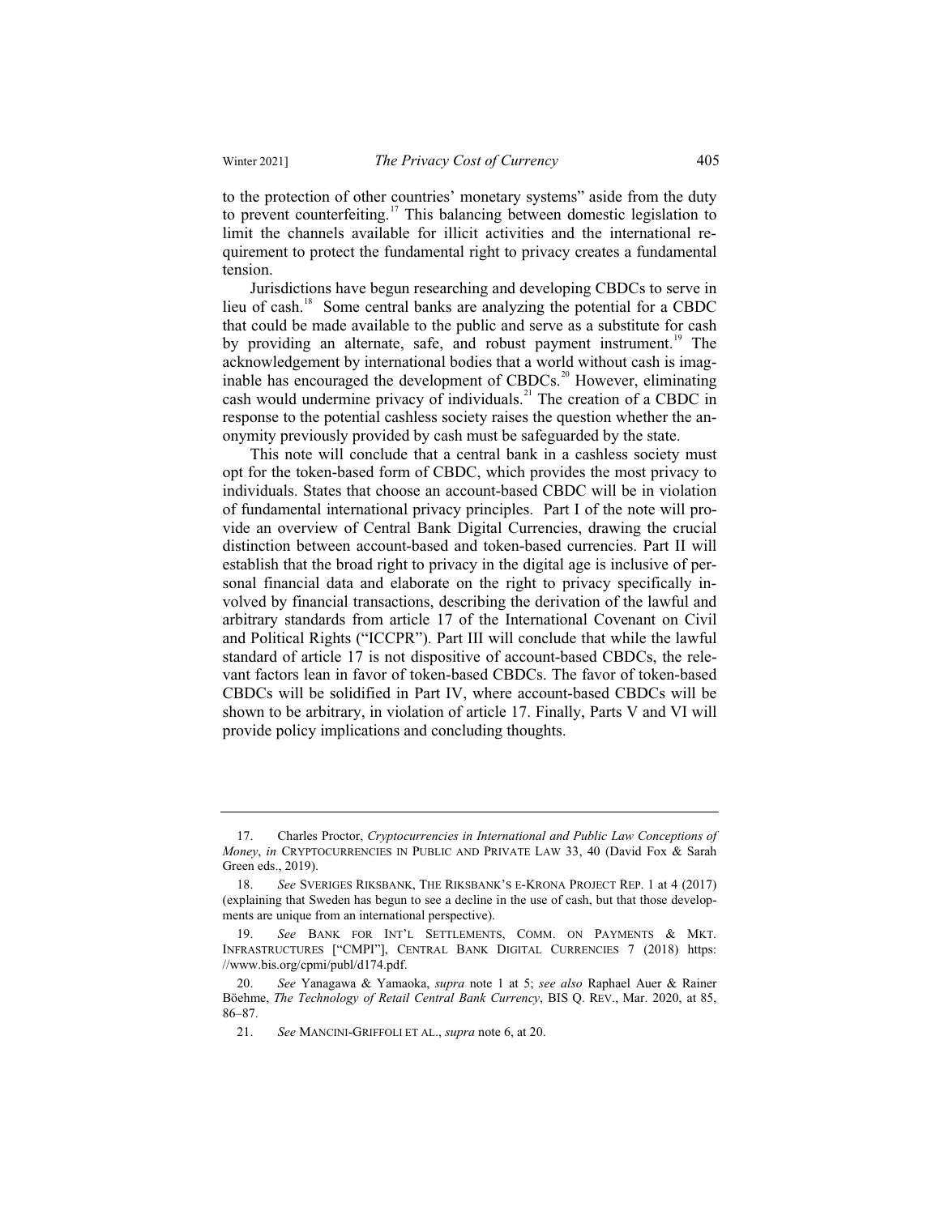to the protection of other countries' monetary systems" aside from the duty to prevent counterfeiting.[17] This balancing between domestic legislation to limit the channels available for illicit activities and the international requirement to protect the fundamental right to privacy creates a fundamental tension.

Jurisdictions have begun researching and developing CBDCs to serve in lieu of cash.[18] Some central banks are analyzing the potential for a CBDC that could be made available to the public and serve as a substitute for cash by providing an alternate, safe, and robust payment instrument.[19] The acknowledgement by international bodies that a world without cash is imaginable has encouraged the development of CBDCs.[20] However, eliminating cash would undermine privacy of individuals.[21] The creation of a CBDC in response to the potential cashless society raises the question whether the anonymity previously provided by cash must be safeguarded by the state.

This note will conclude that a central bank in a cashless society must opt for the token-based form of CBDC, which provides the most privacy to individuals. States that choose an account-based CBDC will be in violation of fundamental international privacy principles. Part I of the note will provide an overview of Central Bank Digital Currencies, drawing the crucial distinction between account-based and token-based currencies. Part II will establish that the broad right to privacy in the digital age is inclusive of personal financial data and elaborate on the right to privacy specifically involved by financial transactions, describing the derivation of the lawful and arbitrary standards from article 17 of the International Covenant on Civil and Political Rights ("ICCPR"). Part III will conclude that while the lawful standard of article 17 is not dispositive of account-based CBDCs, the relevant factors lean in favor of token-based CBDCs. The favor of token-based CBDCs will be solidified in Part IV, where account-based CBDCs will be shown to be arbitrary, in violation of article 17. Finally, Parts V and VI will provide policy implications and concluding thoughts.

---

17. Charles Proctor, *Cryptocurrencies in International and Public Law Conceptions of Money*, *in* CRYPTOCURRENCIES IN PUBLIC AND PRIVATE LAW 33, 40 (David Fox & Sarah Green eds., 2019).

18. *See* SVERIGES RIKSBANK, THE RIKSBANK'S E-KRONA PROJECT REP. 1 at 4 (2017) (explaining that Sweden has begun to see a decline in the use of cash, but that those developments are unique from an international perspective).

19. *See* BANK FOR INT'L SETTLEMENTS, COMM. ON PAYMENTS & MKT. INFRASTRUCTURES ["CMPI"], CENTRAL BANK DIGITAL CURRENCIES 7 (2018) https://www.bis.org/cpmi/publ/d174.pdf.

20. *See* Yanagawa & Yamaoka, *supra* note 1 at 5; *see also* Raphael Auer & Rainer Böehme, *The Technology of Retail Central Bank Currency*, BIS Q. REV., Mar. 2020, at 85, 86–87.

21. *See* MANCINI-GRIFFOLI ET AL., *supra* note 6, at 20.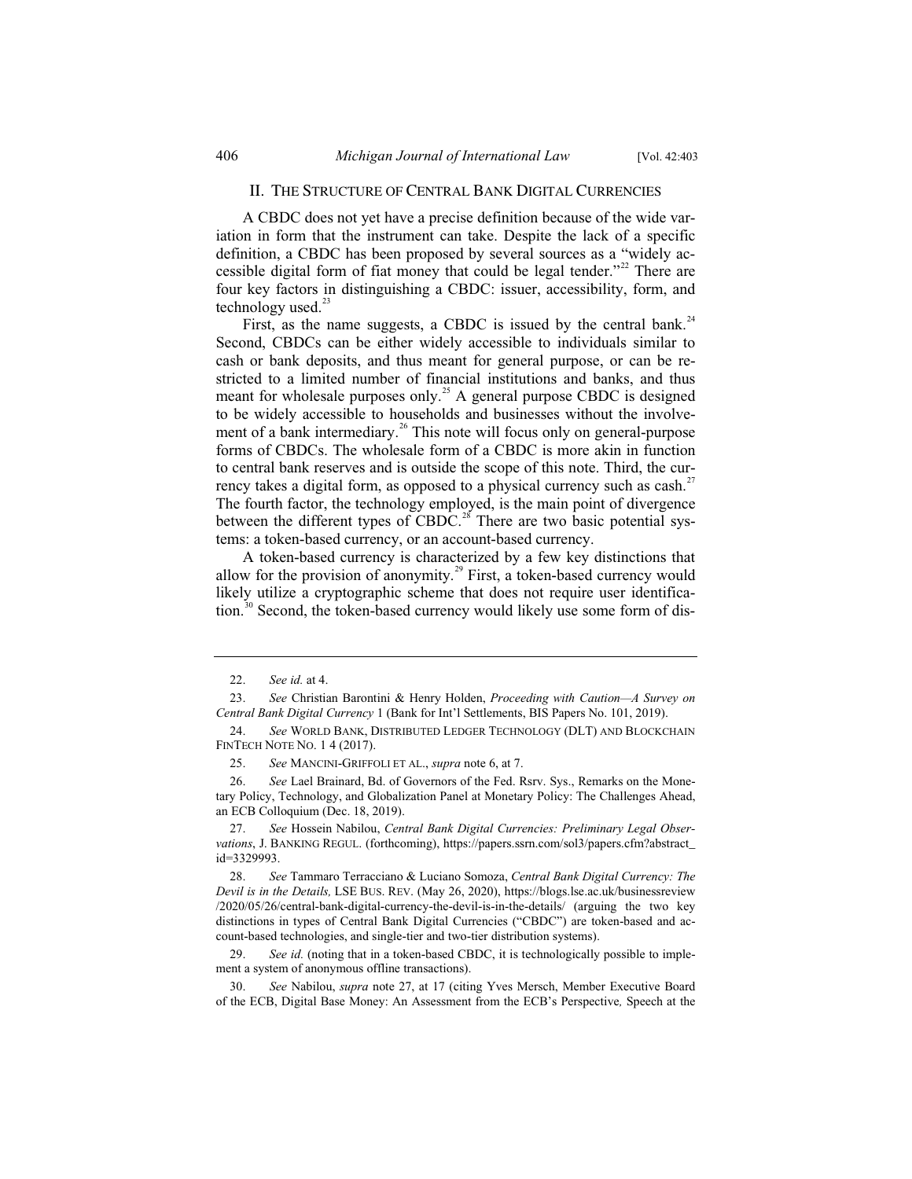## II. The Structure of Central Bank Digital Currencies

A CBDC does not yet have a precise definition because of the wide variation in form that the instrument can take. Despite the lack of a specific definition, a CBDC has been proposed by several sources as a "widely accessible digital form of fiat money that could be legal tender."[22] There are four key factors in distinguishing a CBDC: issuer, accessibility, form, and technology used.[23]

First, as the name suggests, a CBDC is issued by the central bank.[24] Second, CBDCs can be either widely accessible to individuals similar to cash or bank deposits, and thus meant for general purpose, or can be restricted to a limited number of financial institutions and banks, and thus meant for wholesale purposes only.[25] A general purpose CBDC is designed to be widely accessible to households and businesses without the involvement of a bank intermediary.[26] This note will focus only on general-purpose forms of CBDCs. The wholesale form of a CBDC is more akin in function to central bank reserves and is outside the scope of this note. Third, the currency takes a digital form, as opposed to a physical currency such as cash.[27] The fourth factor, the technology employed, is the main point of divergence between the different types of CBDC.[28] There are two basic potential systems: a token-based currency, or an account-based currency.

A token-based currency is characterized by a few key distinctions that allow for the provision of anonymity.[29] First, a token-based currency would likely utilize a cryptographic scheme that does not require user identification.[30] Second, the token-based currency would likely use some form of dis-

---

22. *See id.* at 4.

23. *See* Christian Barontini & Henry Holden, *Proceeding with Caution—A Survey on Central Bank Digital Currency* 1 (Bank for Int'l Settlements, BIS Papers No. 101, 2019).

24. *See* World Bank, Distributed Ledger Technology (DLT) and Blockchain FinTech Note No. 1 4 (2017).

25. *See* Mancini-Griffoli et al., *supra* note 6, at 7.

26. *See* Lael Brainard, Bd. of Governors of the Fed. Rsrv. Sys., Remarks on the Monetary Policy, Technology, and Globalization Panel at Monetary Policy: The Challenges Ahead, an ECB Colloquium (Dec. 18, 2019).

27. *See* Hossein Nabilou, *Central Bank Digital Currencies: Preliminary Legal Observations*, J. Banking Regul. (forthcoming), https://papers.ssrn.com/sol3/papers.cfm?abstract_id=3329993.

28. *See* Tammaro Terracciano & Luciano Somoza, *Central Bank Digital Currency: The Devil is in the Details,* LSE Bus. Rev. (May 26, 2020), https://blogs.lse.ac.uk/businessreview/2020/05/26/central-bank-digital-currency-the-devil-is-in-the-details/ (arguing the two key distinctions in types of Central Bank Digital Currencies ("CBDC") are token-based and account-based technologies, and single-tier and two-tier distribution systems).

29. *See id.* (noting that in a token-based CBDC, it is technologically possible to implement a system of anonymous offline transactions).

30. *See* Nabilou, *supra* note 27, at 17 (citing Yves Mersch, Member Executive Board of the ECB, Digital Base Money: An Assessment from the ECB's Perspective*,* Speech at the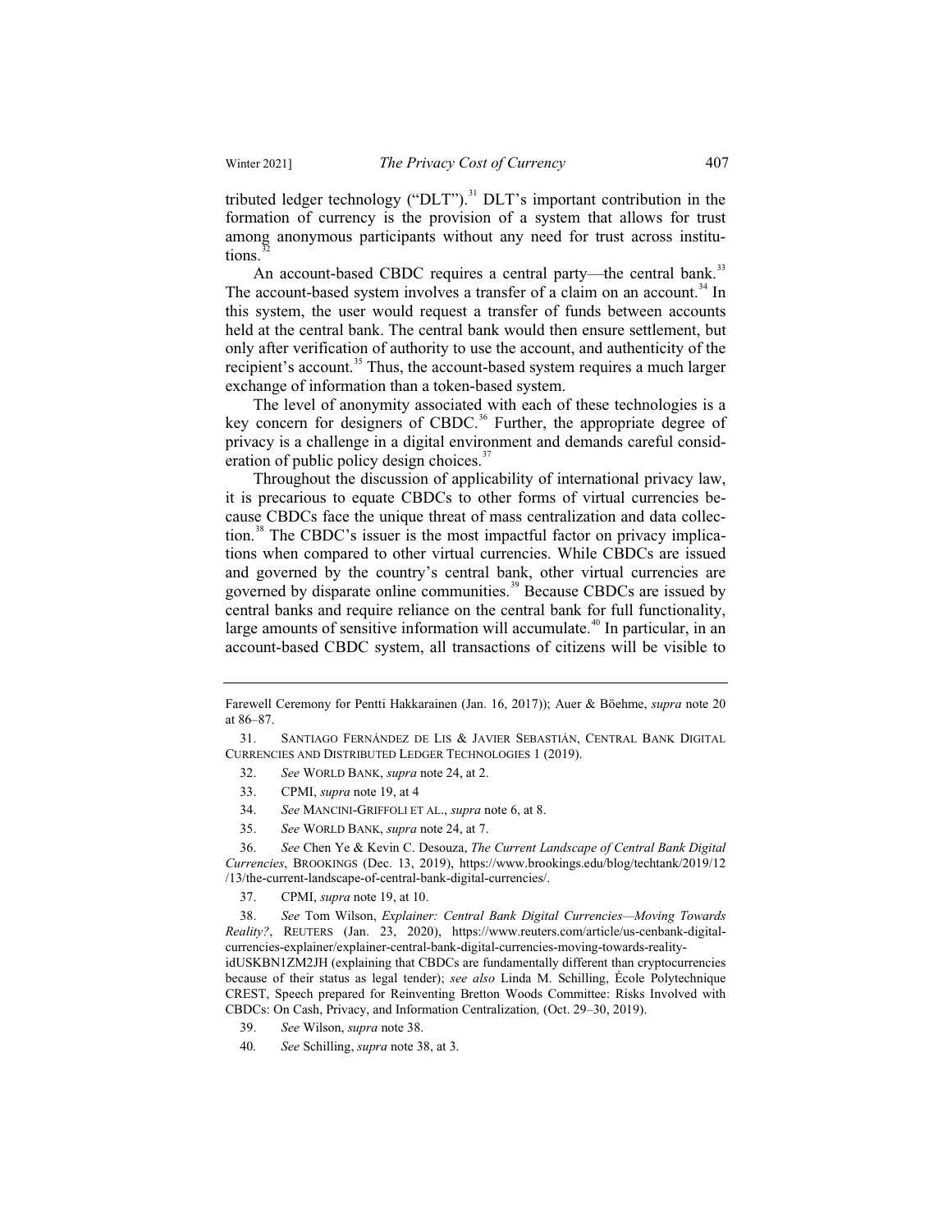tributed ledger technology ("DLT").[31] DLT's important contribution in the formation of currency is the provision of a system that allows for trust among anonymous participants without any need for trust across institutions.[32]

An account-based CBDC requires a central party—the central bank.[33] The account-based system involves a transfer of a claim on an account.[34] In this system, the user would request a transfer of funds between accounts held at the central bank. The central bank would then ensure settlement, but only after verification of authority to use the account, and authenticity of the recipient's account.[35] Thus, the account-based system requires a much larger exchange of information than a token-based system.

The level of anonymity associated with each of these technologies is a key concern for designers of CBDC.[36] Further, the appropriate degree of privacy is a challenge in a digital environment and demands careful consideration of public policy design choices.[37]

Throughout the discussion of applicability of international privacy law, it is precarious to equate CBDCs to other forms of virtual currencies because CBDCs face the unique threat of mass centralization and data collection.[38] The CBDC's issuer is the most impactful factor on privacy implications when compared to other virtual currencies. While CBDCs are issued and governed by the country's central bank, other virtual currencies are governed by disparate online communities.[39] Because CBDCs are issued by central banks and require reliance on the central bank for full functionality, large amounts of sensitive information will accumulate.[40] In particular, in an account-based CBDC system, all transactions of citizens will be visible to

---

Farewell Ceremony for Pentti Hakkarainen (Jan. 16, 2017)); Auer & Böehme, *supra* note 20 at 86–87.

31. SANTIAGO FERNÁNDEZ DE LIS & JAVIER SEBASTIÁN, CENTRAL BANK DIGITAL CURRENCIES AND DISTRIBUTED LEDGER TECHNOLOGIES 1 (2019).

32. *See* WORLD BANK, *supra* note 24, at 2.

33. CPMI, *supra* note 19, at 4

34. *See* MANCINI-GRIFFOLI ET AL., *supra* note 6, at 8.

35. *See* WORLD BANK, *supra* note 24, at 7.

36. *See* Chen Ye & Kevin C. Desouza, *The Current Landscape of Central Bank Digital Currencies*, BROOKINGS (Dec. 13, 2019), https://www.brookings.edu/blog/techtank/2019/12/13/the-current-landscape-of-central-bank-digital-currencies/.

37. CPMI, *supra* note 19, at 10.

38. *See* Tom Wilson, *Explainer: Central Bank Digital Currencies—Moving Towards Reality?*, REUTERS (Jan. 23, 2020), https://www.reuters.com/article/us-cenbank-digital-currencies-explainer/explainer-central-bank-digital-currencies-moving-towards-reality-idUSKBN1ZM2JH (explaining that CBDCs are fundamentally different than cryptocurrencies because of their status as legal tender); *see also* Linda M. Schilling, École Polytechnique CREST, Speech prepared for Reinventing Bretton Woods Committee: Risks Involved with CBDCs: On Cash, Privacy, and Information Centralization*,* (Oct. 29–30, 2019).

39. *See* Wilson, *supra* note 38.

40. *See* Schilling, *supra* note 38, at 3.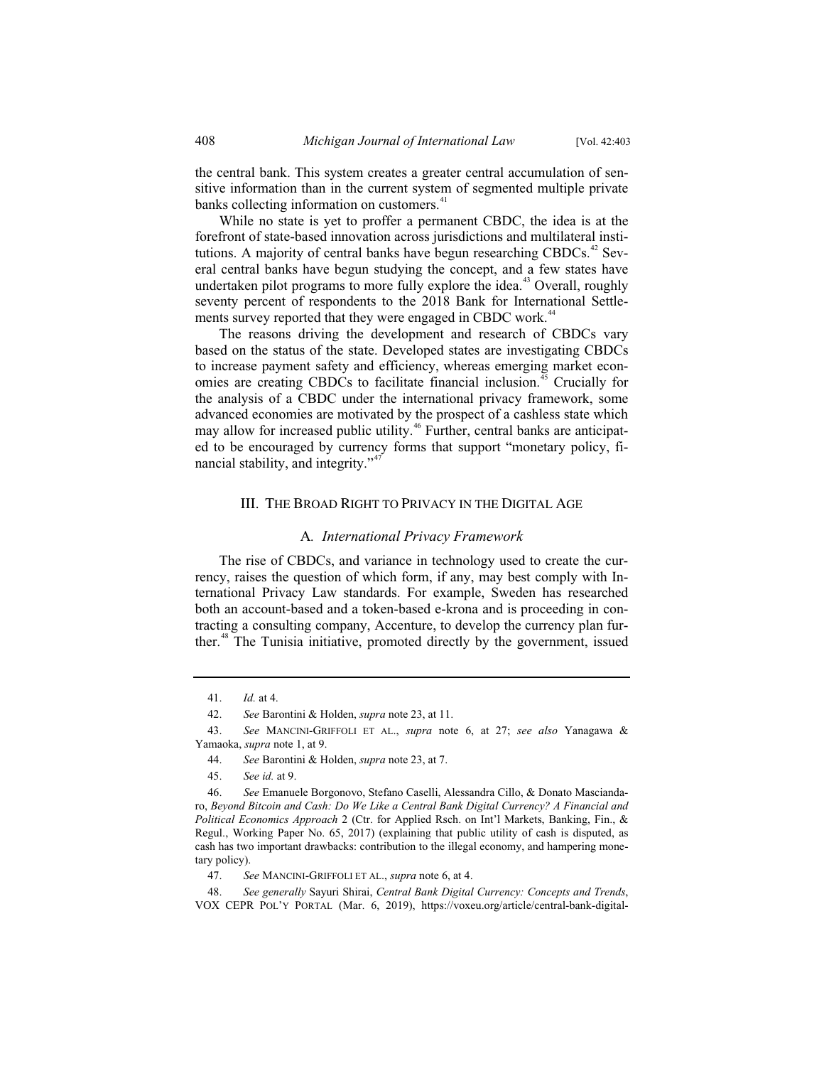the central bank. This system creates a greater central accumulation of sensitive information than in the current system of segmented multiple private banks collecting information on customers.[41]

While no state is yet to proffer a permanent CBDC, the idea is at the forefront of state-based innovation across jurisdictions and multilateral institutions. A majority of central banks have begun researching CBDCs.[42] Several central banks have begun studying the concept, and a few states have undertaken pilot programs to more fully explore the idea.[43] Overall, roughly seventy percent of respondents to the 2018 Bank for International Settlements survey reported that they were engaged in CBDC work.[44]

The reasons driving the development and research of CBDCs vary based on the status of the state. Developed states are investigating CBDCs to increase payment safety and efficiency, whereas emerging market economies are creating CBDCs to facilitate financial inclusion.[45] Crucially for the analysis of a CBDC under the international privacy framework, some advanced economies are motivated by the prospect of a cashless state which may allow for increased public utility.[46] Further, central banks are anticipated to be encouraged by currency forms that support "monetary policy, financial stability, and integrity."[47]

## III. The Broad Right to Privacy in the Digital Age

### A. *International Privacy Framework*

The rise of CBDCs, and variance in technology used to create the currency, raises the question of which form, if any, may best comply with International Privacy Law standards. For example, Sweden has researched both an account-based and a token-based e-krona and is proceeding in contracting a consulting company, Accenture, to develop the currency plan further.[48] The Tunisia initiative, promoted directly by the government, issued

---

41. *Id.* at 4.

42. *See* Barontini & Holden, *supra* note 23, at 11.

43. *See* Mancini-Griffoli et al., *supra* note 6, at 27; *see also* Yanagawa & Yamaoka, *supra* note 1, at 9.

44. *See* Barontini & Holden, *supra* note 23, at 7.

45. *See id.* at 9.

46. *See* Emanuele Borgonovo, Stefano Caselli, Alessandra Cillo, & Donato Masciandaro, *Beyond Bitcoin and Cash: Do We Like a Central Bank Digital Currency? A Financial and Political Economics Approach* 2 (Ctr. for Applied Rsch. on Int'l Markets, Banking, Fin., & Regul., Working Paper No. 65, 2017) (explaining that public utility of cash is disputed, as cash has two important drawbacks: contribution to the illegal economy, and hampering monetary policy).

47. *See* Mancini-Griffoli et al., *supra* note 6, at 4.

48. *See generally* Sayuri Shirai, *Central Bank Digital Currency: Concepts and Trends*, Vox CEPR Pol'y Portal (Mar. 6, 2019), https://voxeu.org/article/central-bank-digital-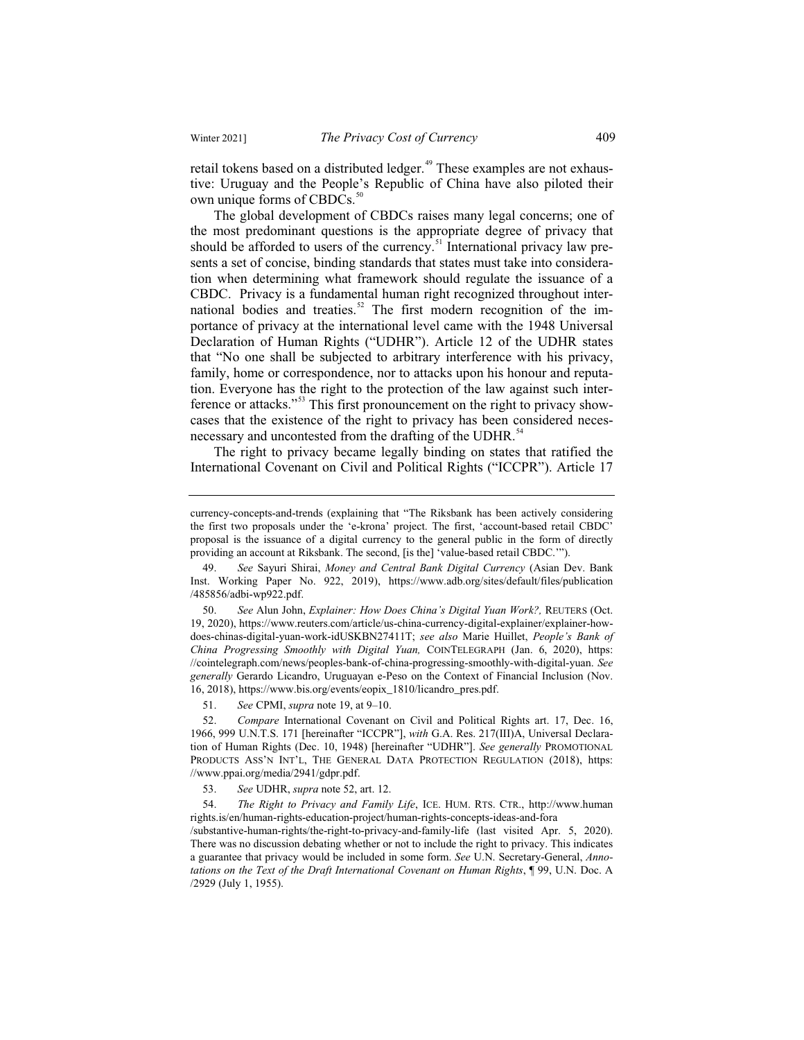retail tokens based on a distributed ledger.[49] These examples are not exhaustive: Uruguay and the People's Republic of China have also piloted their own unique forms of CBDCs.[50]

The global development of CBDCs raises many legal concerns; one of the most predominant questions is the appropriate degree of privacy that should be afforded to users of the currency.[51] International privacy law presents a set of concise, binding standards that states must take into consideration when determining what framework should regulate the issuance of a CBDC. Privacy is a fundamental human right recognized throughout international bodies and treaties.[52] The first modern recognition of the importance of privacy at the international level came with the 1948 Universal Declaration of Human Rights ("UDHR"). Article 12 of the UDHR states that "No one shall be subjected to arbitrary interference with his privacy, family, home or correspondence, nor to attacks upon his honour and reputation. Everyone has the right to the protection of the law against such interference or attacks."[53] This first pronouncement on the right to privacy showcases that the existence of the right to privacy has been considered necesnecessary and uncontested from the drafting of the UDHR.[54]

The right to privacy became legally binding on states that ratified the International Covenant on Civil and Political Rights ("ICCPR"). Article 17

---

currency-concepts-and-trends (explaining that "The Riksbank has been actively considering the first two proposals under the 'e-krona' project. The first, 'account-based retail CBDC' proposal is the issuance of a digital currency to the general public in the form of directly providing an account at Riksbank. The second, [is the] 'value-based retail CBDC.'").

49. *See* Sayuri Shirai, *Money and Central Bank Digital Currency* (Asian Dev. Bank Inst. Working Paper No. 922, 2019), https://www.adb.org/sites/default/files/publication/485856/adbi-wp922.pdf.

50. *See* Alun John, *Explainer: How Does China's Digital Yuan Work?,* REUTERS (Oct. 19, 2020), https://www.reuters.com/article/us-china-currency-digital-explainer/explainer-how-does-chinas-digital-yuan-work-idUSKBN27411T; *see also* Marie Huillet, *People's Bank of China Progressing Smoothly with Digital Yuan,* COINTELEGRAPH (Jan. 6, 2020), https://cointelegraph.com/news/peoples-bank-of-china-progressing-smoothly-with-digital-yuan. *See generally* Gerardo Licandro, Uruguayan e-Peso on the Context of Financial Inclusion (Nov. 16, 2018), https://www.bis.org/events/eopix_1810/licandro_pres.pdf.

51. *See* CPMI, *supra* note 19, at 9–10.

52. *Compare* International Covenant on Civil and Political Rights art. 17, Dec. 16, 1966, 999 U.N.T.S. 171 [hereinafter "ICCPR"], *with* G.A. Res. 217(III)A, Universal Declaration of Human Rights (Dec. 10, 1948) [hereinafter "UDHR"]. *See generally* PROMOTIONAL PRODUCTS ASS'N INT'L, THE GENERAL DATA PROTECTION REGULATION (2018), https://www.ppai.org/media/2941/gdpr.pdf.

53. *See* UDHR, *supra* note 52, art. 12.

54. *The Right to Privacy and Family Life*, ICE. HUM. RTS. CTR., http://www.humanrights.is/en/human-rights-education-project/human-rights-concepts-ideas-and-fora/substantive-human-rights/the-right-to-privacy-and-family-life (last visited Apr. 5, 2020). There was no discussion debating whether or not to include the right to privacy. This indicates a guarantee that privacy would be included in some form. *See* U.N. Secretary-General, *Annotations on the Text of the Draft International Covenant on Human Rights*, ¶ 99, U.N. Doc. A/2929 (July 1, 1955).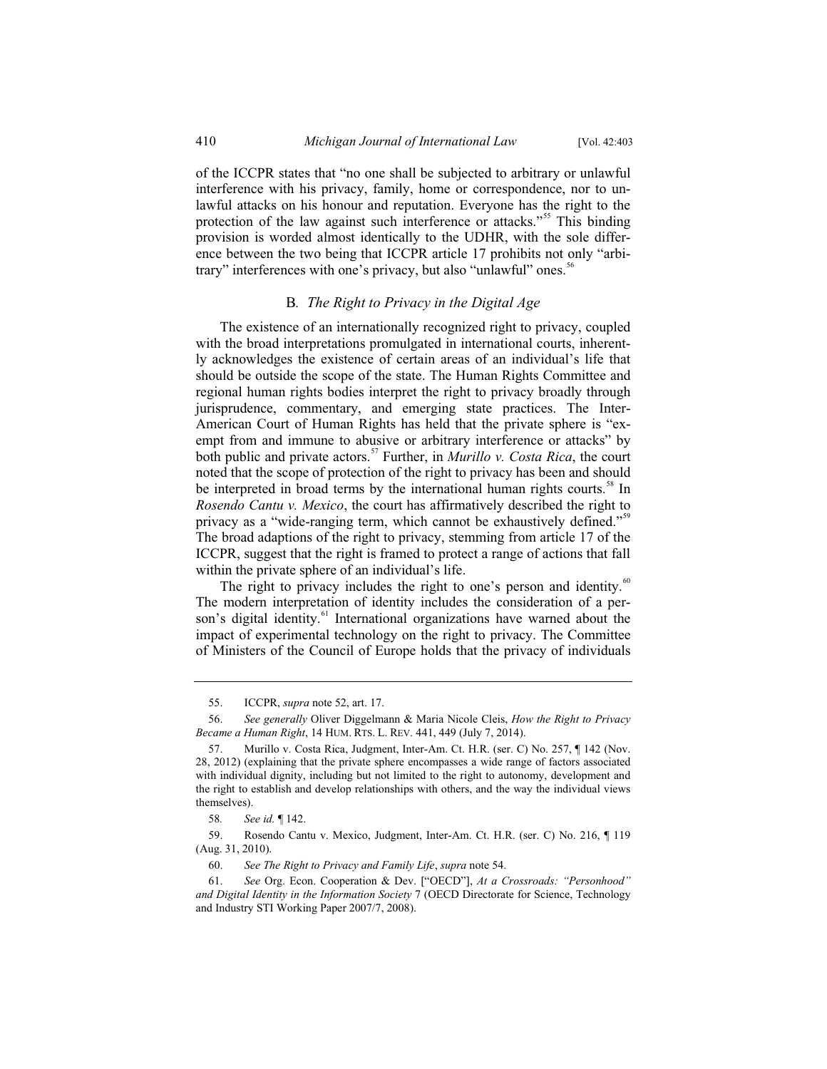of the ICCPR states that "no one shall be subjected to arbitrary or unlawful interference with his privacy, family, home or correspondence, nor to unlawful attacks on his honour and reputation. Everyone has the right to the protection of the law against such interference or attacks."[55] This binding provision is worded almost identically to the UDHR, with the sole difference between the two being that ICCPR article 17 prohibits not only "arbitrary" interferences with one's privacy, but also "unlawful" ones.[56]

### B. *The Right to Privacy in the Digital Age*

The existence of an internationally recognized right to privacy, coupled with the broad interpretations promulgated in international courts, inherently acknowledges the existence of certain areas of an individual's life that should be outside the scope of the state. The Human Rights Committee and regional human rights bodies interpret the right to privacy broadly through jurisprudence, commentary, and emerging state practices. The Inter-American Court of Human Rights has held that the private sphere is "exempt from and immune to abusive or arbitrary interference or attacks" by both public and private actors.[57] Further, in *Murillo v. Costa Rica*, the court noted that the scope of protection of the right to privacy has been and should be interpreted in broad terms by the international human rights courts.[58] In *Rosendo Cantu v. Mexico*, the court has affirmatively described the right to privacy as a "wide-ranging term, which cannot be exhaustively defined."[59] The broad adaptions of the right to privacy, stemming from article 17 of the ICCPR, suggest that the right is framed to protect a range of actions that fall within the private sphere of an individual's life.

The right to privacy includes the right to one's person and identity.[60] The modern interpretation of identity includes the consideration of a person's digital identity.[61] International organizations have warned about the impact of experimental technology on the right to privacy. The Committee of Ministers of the Council of Europe holds that the privacy of individuals

---

55. ICCPR, *supra* note 52, art. 17.

56. *See generally* Oliver Diggelmann & Maria Nicole Cleis, *How the Right to Privacy Became a Human Right*, 14 HUM. RTS. L. REV. 441, 449 (July 7, 2014).

57. Murillo v. Costa Rica, Judgment, Inter-Am. Ct. H.R. (ser. C) No. 257, ¶ 142 (Nov. 28, 2012) (explaining that the private sphere encompasses a wide range of factors associated with individual dignity, including but not limited to the right to autonomy, development and the right to establish and develop relationships with others, and the way the individual views themselves).

58. *See id.* ¶ 142.

59. Rosendo Cantu v. Mexico, Judgment, Inter-Am. Ct. H.R. (ser. C) No. 216, ¶ 119 (Aug. 31, 2010).

60. *See The Right to Privacy and Family Life*, *supra* note 54.

61. *See* Org. Econ. Cooperation & Dev. ["OECD"], *At a Crossroads: "Personhood" and Digital Identity in the Information Society* 7 (OECD Directorate for Science, Technology and Industry STI Working Paper 2007/7, 2008).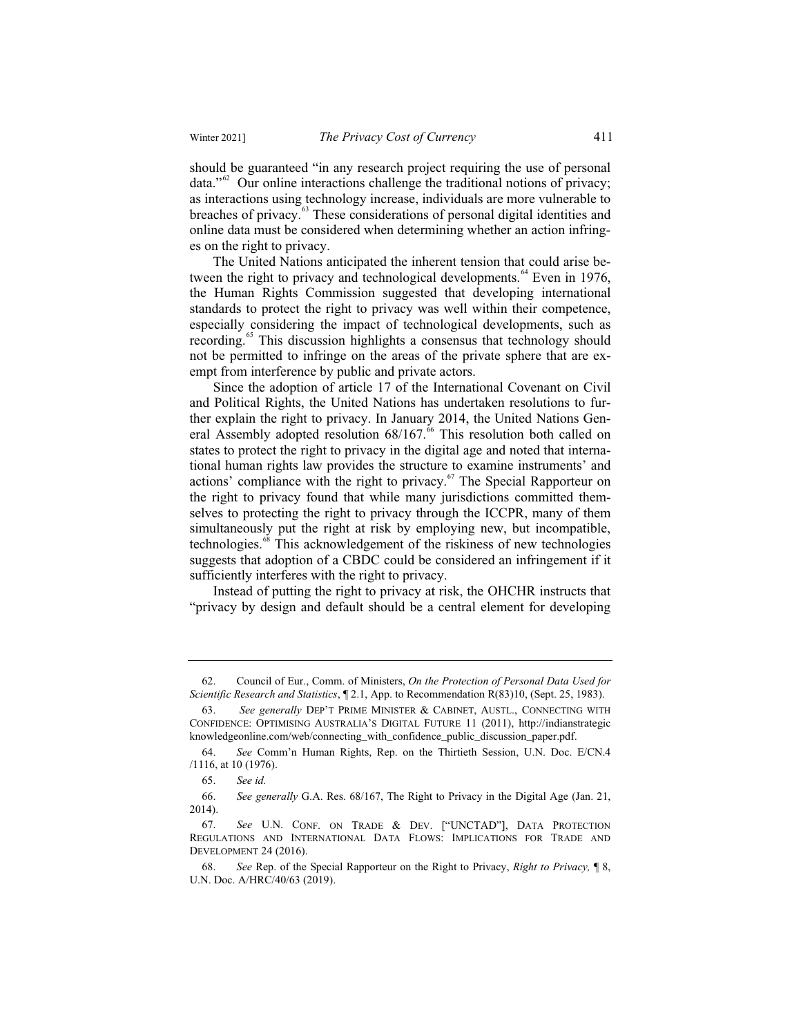should be guaranteed "in any research project requiring the use of personal data."[62] Our online interactions challenge the traditional notions of privacy; as interactions using technology increase, individuals are more vulnerable to breaches of privacy.[63] These considerations of personal digital identities and online data must be considered when determining whether an action infringes on the right to privacy.

The United Nations anticipated the inherent tension that could arise between the right to privacy and technological developments.[64] Even in 1976, the Human Rights Commission suggested that developing international standards to protect the right to privacy was well within their competence, especially considering the impact of technological developments, such as recording.[65] This discussion highlights a consensus that technology should not be permitted to infringe on the areas of the private sphere that are exempt from interference by public and private actors.

Since the adoption of article 17 of the International Covenant on Civil and Political Rights, the United Nations has undertaken resolutions to further explain the right to privacy. In January 2014, the United Nations General Assembly adopted resolution 68/167.[66] This resolution both called on states to protect the right to privacy in the digital age and noted that international human rights law provides the structure to examine instruments' and actions' compliance with the right to privacy.[67] The Special Rapporteur on the right to privacy found that while many jurisdictions committed themselves to protecting the right to privacy through the ICCPR, many of them simultaneously put the right at risk by employing new, but incompatible, technologies.[68] This acknowledgement of the riskiness of new technologies suggests that adoption of a CBDC could be considered an infringement if it sufficiently interferes with the right to privacy.

Instead of putting the right to privacy at risk, the OHCHR instructs that "privacy by design and default should be a central element for developing

---

62. Council of Eur., Comm. of Ministers, *On the Protection of Personal Data Used for Scientific Research and Statistics*, ¶ 2.1, App. to Recommendation R(83)10, (Sept. 25, 1983).

63. *See generally* DEP'T PRIME MINISTER & CABINET, AUSTL., CONNECTING WITH CONFIDENCE: OPTIMISING AUSTRALIA'S DIGITAL FUTURE 11 (2011), http://indianstrategicknowledgeonline.com/web/connecting_with_confidence_public_discussion_paper.pdf.

64. *See* Comm'n Human Rights, Rep. on the Thirtieth Session, U.N. Doc. E/CN.4/1116, at 10 (1976).

65. *See id.*

66. *See generally* G.A. Res. 68/167, The Right to Privacy in the Digital Age (Jan. 21, 2014).

67. *See* U.N. CONF. ON TRADE & DEV. ["UNCTAD"], DATA PROTECTION REGULATIONS AND INTERNATIONAL DATA FLOWS: IMPLICATIONS FOR TRADE AND DEVELOPMENT 24 (2016).

68. *See* Rep. of the Special Rapporteur on the Right to Privacy, *Right to Privacy,* ¶ 8, U.N. Doc. A/HRC/40/63 (2019).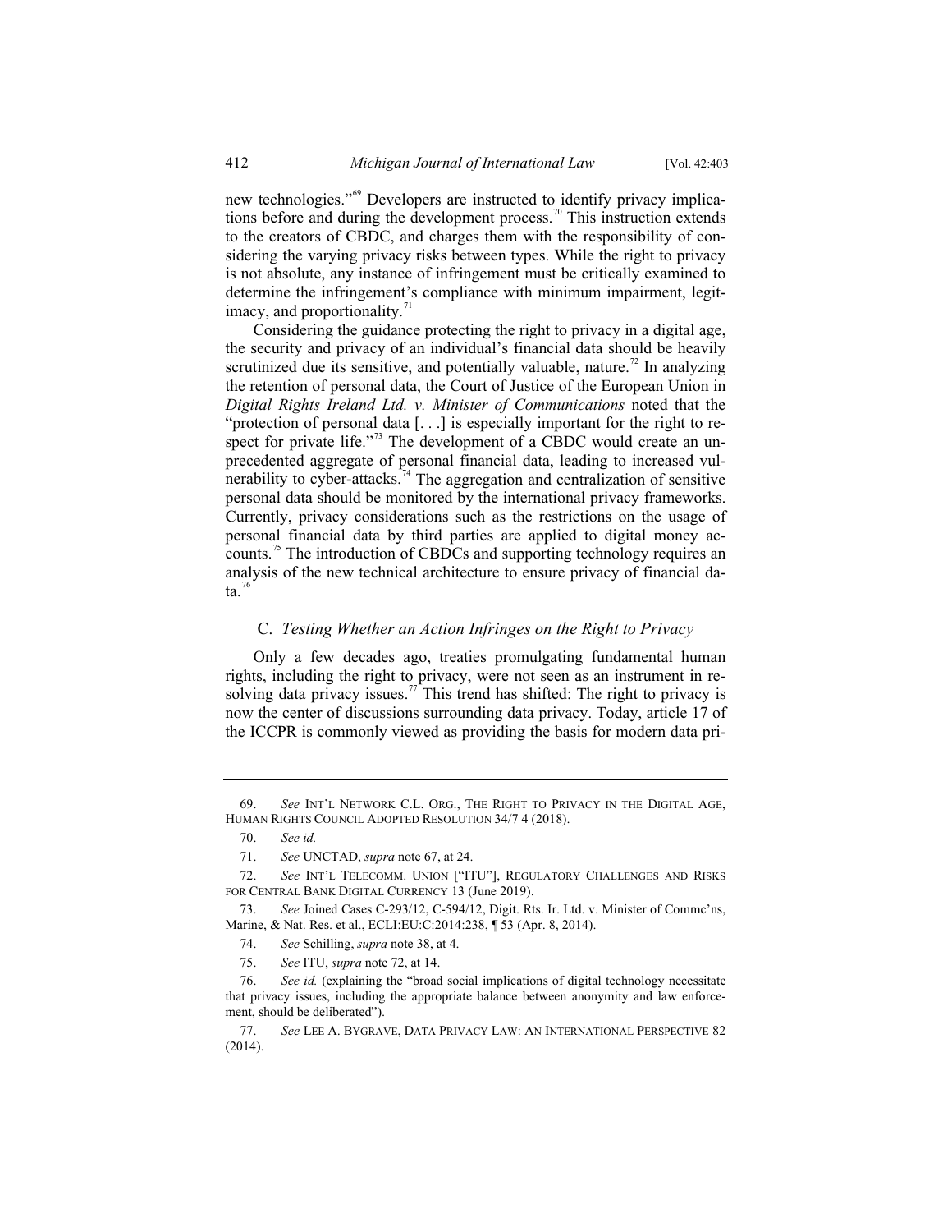new technologies."[69] Developers are instructed to identify privacy implications before and during the development process.[70] This instruction extends to the creators of CBDC, and charges them with the responsibility of considering the varying privacy risks between types. While the right to privacy is not absolute, any instance of infringement must be critically examined to determine the infringement's compliance with minimum impairment, legitimacy, and proportionality.[71]

Considering the guidance protecting the right to privacy in a digital age, the security and privacy of an individual's financial data should be heavily scrutinized due its sensitive, and potentially valuable, nature.[72] In analyzing the retention of personal data, the Court of Justice of the European Union in *Digital Rights Ireland Ltd. v. Minister of Communications* noted that the "protection of personal data [. . .] is especially important for the right to respect for private life."[73] The development of a CBDC would create an unprecedented aggregate of personal financial data, leading to increased vulnerability to cyber-attacks.[74] The aggregation and centralization of sensitive personal data should be monitored by the international privacy frameworks. Currently, privacy considerations such as the restrictions on the usage of personal financial data by third parties are applied to digital money accounts.[75] The introduction of CBDCs and supporting technology requires an analysis of the new technical architecture to ensure privacy of financial data.[76]

### C. *Testing Whether an Action Infringes on the Right to Privacy*

Only a few decades ago, treaties promulgating fundamental human rights, including the right to privacy, were not seen as an instrument in resolving data privacy issues.[77] This trend has shifted: The right to privacy is now the center of discussions surrounding data privacy. Today, article 17 of the ICCPR is commonly viewed as providing the basis for modern data pri-

---

69. *See* INT'L NETWORK C.L. ORG., THE RIGHT TO PRIVACY IN THE DIGITAL AGE, HUMAN RIGHTS COUNCIL ADOPTED RESOLUTION 34/7 4 (2018).

70. *See id.*

71. *See* UNCTAD, *supra* note 67, at 24.

72. *See* INT'L TELECOMM. UNION ["ITU"], REGULATORY CHALLENGES AND RISKS FOR CENTRAL BANK DIGITAL CURRENCY 13 (June 2019).

73. *See* Joined Cases C-293/12, C-594/12, Digit. Rts. Ir. Ltd. v. Minister of Commc'ns, Marine, & Nat. Res. et al., ECLI:EU:C:2014:238, ¶ 53 (Apr. 8, 2014).

74. *See* Schilling, *supra* note 38, at 4.

75. *See* ITU, *supra* note 72, at 14.

76. *See id.* (explaining the "broad social implications of digital technology necessitate that privacy issues, including the appropriate balance between anonymity and law enforcement, should be deliberated").

77. *See* LEE A. BYGRAVE, DATA PRIVACY LAW: AN INTERNATIONAL PERSPECTIVE 82 (2014).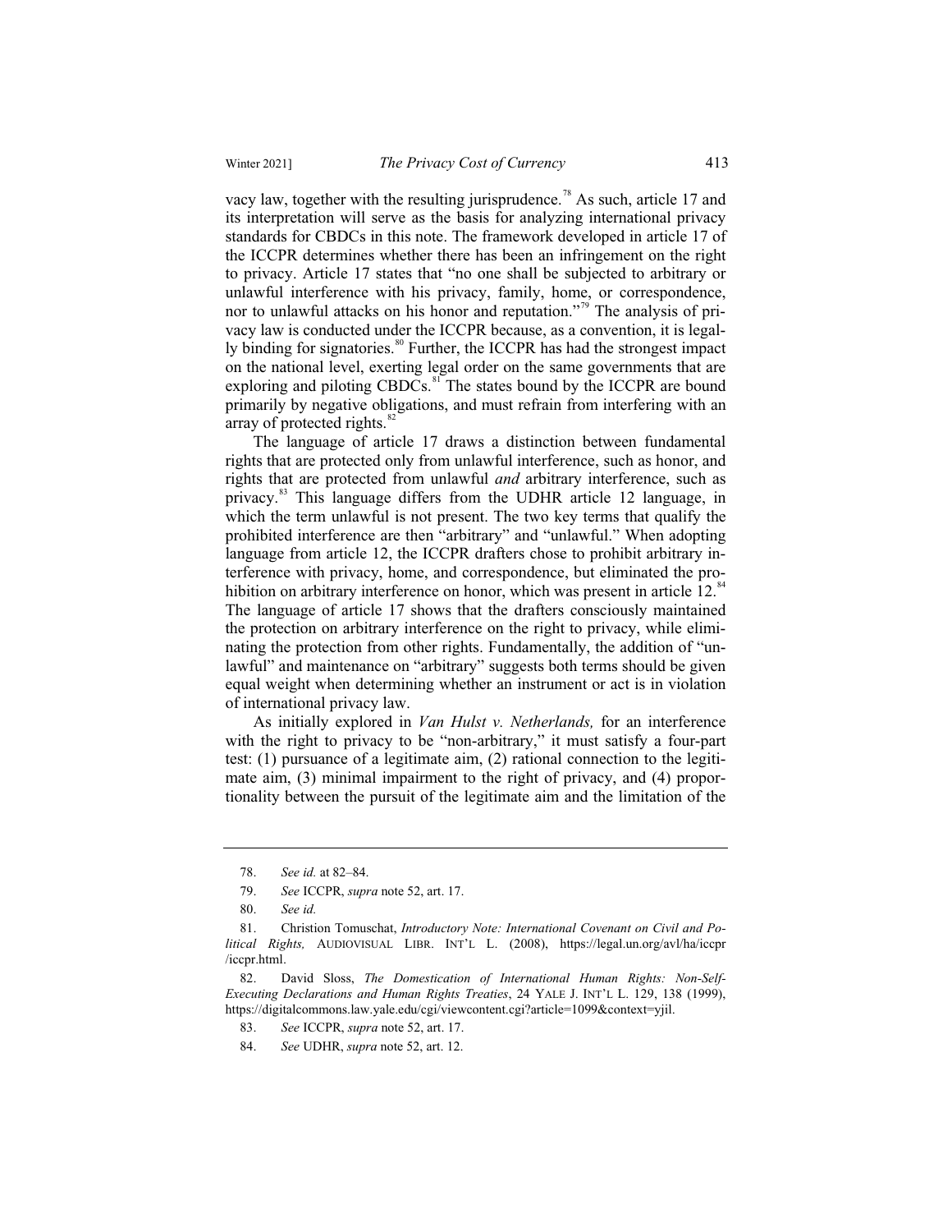vacy law, together with the resulting jurisprudence.[78] As such, article 17 and its interpretation will serve as the basis for analyzing international privacy standards for CBDCs in this note. The framework developed in article 17 of the ICCPR determines whether there has been an infringement on the right to privacy. Article 17 states that "no one shall be subjected to arbitrary or unlawful interference with his privacy, family, home, or correspondence, nor to unlawful attacks on his honor and reputation."[79] The analysis of privacy law is conducted under the ICCPR because, as a convention, it is legally binding for signatories.[80] Further, the ICCPR has had the strongest impact on the national level, exerting legal order on the same governments that are exploring and piloting CBDCs.[81] The states bound by the ICCPR are bound primarily by negative obligations, and must refrain from interfering with an array of protected rights.[82]

The language of article 17 draws a distinction between fundamental rights that are protected only from unlawful interference, such as honor, and rights that are protected from unlawful *and* arbitrary interference, such as privacy.[83] This language differs from the UDHR article 12 language, in which the term unlawful is not present. The two key terms that qualify the prohibited interference are then "arbitrary" and "unlawful." When adopting language from article 12, the ICCPR drafters chose to prohibit arbitrary interference with privacy, home, and correspondence, but eliminated the prohibition on arbitrary interference on honor, which was present in article 12.[84] The language of article 17 shows that the drafters consciously maintained the protection on arbitrary interference on the right to privacy, while eliminating the protection from other rights. Fundamentally, the addition of "unlawful" and maintenance on "arbitrary" suggests both terms should be given equal weight when determining whether an instrument or act is in violation of international privacy law.

As initially explored in *Van Hulst v. Netherlands,* for an interference with the right to privacy to be "non-arbitrary," it must satisfy a four-part test: (1) pursuance of a legitimate aim, (2) rational connection to the legitimate aim, (3) minimal impairment to the right of privacy, and (4) proportionality between the pursuit of the legitimate aim and the limitation of the

---

78. *See id.* at 82–84.

79. *See* ICCPR, *supra* note 52, art. 17.

80. *See id.*

81. Christion Tomuschat, *Introductory Note: International Covenant on Civil and Political Rights,* AUDIOVISUAL LIBR. INT'L L. (2008), https://legal.un.org/avl/ha/iccpr/iccpr.html.

82. David Sloss, *The Domestication of International Human Rights: Non-Self-Executing Declarations and Human Rights Treaties*, 24 YALE J. INT'L L. 129, 138 (1999), https://digitalcommons.law.yale.edu/cgi/viewcontent.cgi?article=1099&context=yjil.

83. *See* ICCPR, *supra* note 52, art. 17.

84. *See* UDHR, *supra* note 52, art. 12.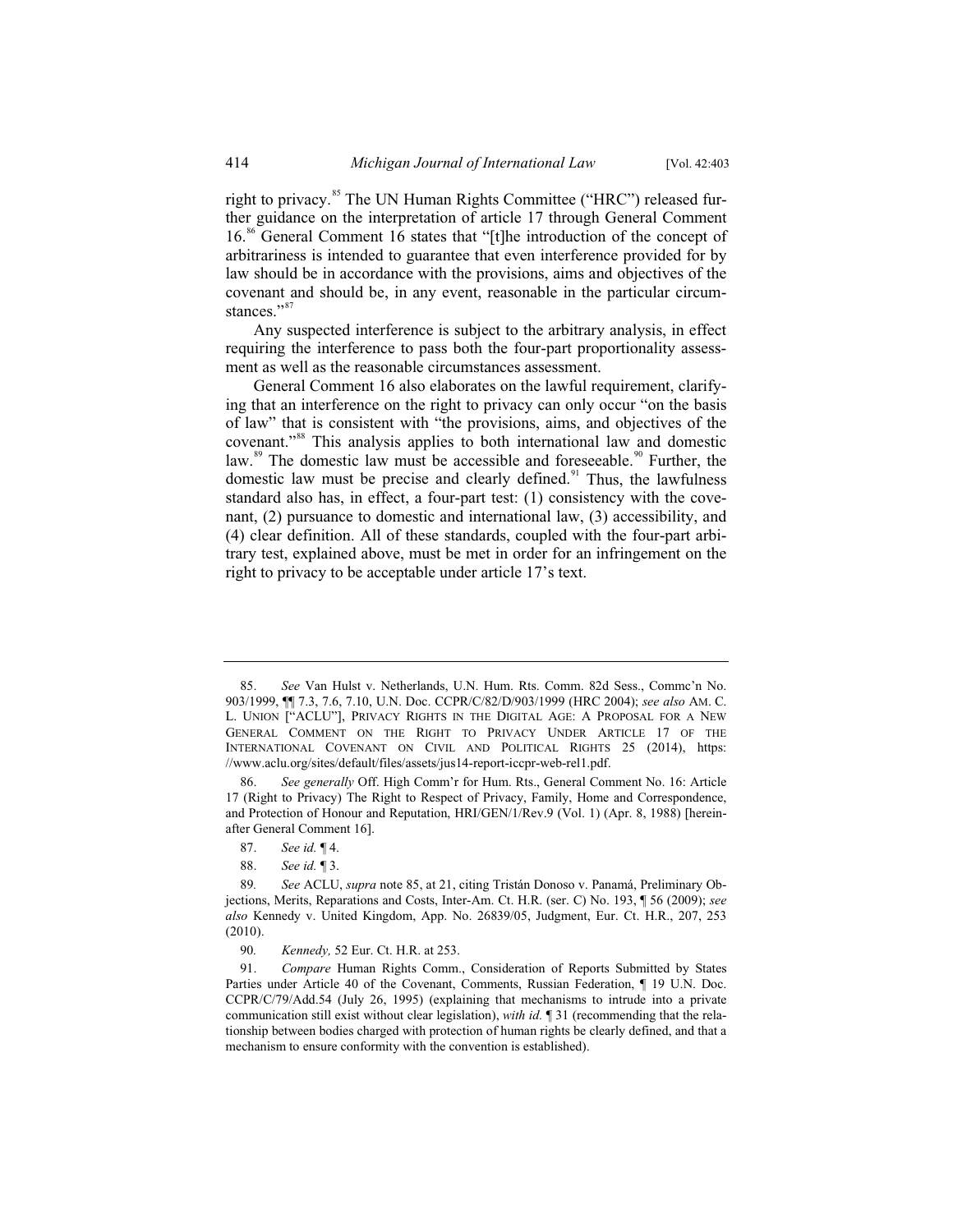right to privacy.[85] The UN Human Rights Committee ("HRC") released further guidance on the interpretation of article 17 through General Comment 16.[86] General Comment 16 states that "[t]he introduction of the concept of arbitrariness is intended to guarantee that even interference provided for by law should be in accordance with the provisions, aims and objectives of the covenant and should be, in any event, reasonable in the particular circumstances."[87]

Any suspected interference is subject to the arbitrary analysis, in effect requiring the interference to pass both the four-part proportionality assessment as well as the reasonable circumstances assessment.

General Comment 16 also elaborates on the lawful requirement, clarifying that an interference on the right to privacy can only occur "on the basis of law" that is consistent with "the provisions, aims, and objectives of the covenant."[88] This analysis applies to both international law and domestic law.[89] The domestic law must be accessible and foreseeable.[90] Further, the domestic law must be precise and clearly defined.[91] Thus, the lawfulness standard also has, in effect, a four-part test: (1) consistency with the covenant, (2) pursuance to domestic and international law, (3) accessibility, and (4) clear definition. All of these standards, coupled with the four-part arbitrary test, explained above, must be met in order for an infringement on the right to privacy to be acceptable under article 17's text.

---

85. *See* Van Hulst v. Netherlands, U.N. Hum. Rts. Comm. 82d Sess., Commc'n No. 903/1999, ¶¶ 7.3, 7.6, 7.10, U.N. Doc. CCPR/C/82/D/903/1999 (HRC 2004); *see also* AM. C. L. UNION ["ACLU"], PRIVACY RIGHTS IN THE DIGITAL AGE: A PROPOSAL FOR A NEW GENERAL COMMENT ON THE RIGHT TO PRIVACY UNDER ARTICLE 17 OF THE INTERNATIONAL COVENANT ON CIVIL AND POLITICAL RIGHTS 25 (2014), https://www.aclu.org/sites/default/files/assets/jus14-report-iccpr-web-rel1.pdf.

86. *See generally* Off. High Comm'r for Hum. Rts., General Comment No. 16: Article 17 (Right to Privacy) The Right to Respect of Privacy, Family, Home and Correspondence, and Protection of Honour and Reputation, HRI/GEN/1/Rev.9 (Vol. 1) (Apr. 8, 1988) [hereinafter General Comment 16].

87. *See id.* ¶ 4.

88. *See id.* ¶ 3.

89. *See* ACLU, *supra* note 85, at 21, citing Tristán Donoso v. Panamá, Preliminary Objections, Merits, Reparations and Costs, Inter-Am. Ct. H.R. (ser. C) No. 193, ¶ 56 (2009); *see also* Kennedy v. United Kingdom, App. No. 26839/05, Judgment, Eur. Ct. H.R., 207, 253 (2010).

90. *Kennedy,* 52 Eur. Ct. H.R. at 253.

91. *Compare* Human Rights Comm., Consideration of Reports Submitted by States Parties under Article 40 of the Covenant, Comments, Russian Federation, ¶ 19 U.N. Doc. CCPR/C/79/Add.54 (July 26, 1995) (explaining that mechanisms to intrude into a private communication still exist without clear legislation), *with id.* ¶ 31 (recommending that the relationship between bodies charged with protection of human rights be clearly defined, and that a mechanism to ensure conformity with the convention is established).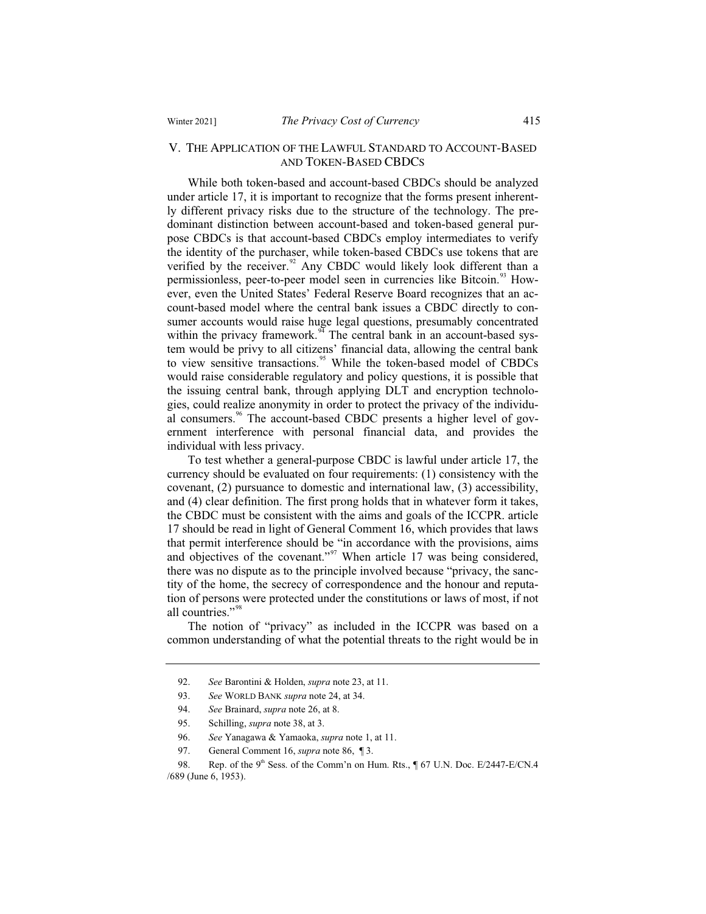## V. THE APPLICATION OF THE LAWFUL STANDARD TO ACCOUNT-BASED AND TOKEN-BASED CBDCS

While both token-based and account-based CBDCs should be analyzed under article 17, it is important to recognize that the forms present inherently different privacy risks due to the structure of the technology. The predominant distinction between account-based and token-based general purpose CBDCs is that account-based CBDCs employ intermediates to verify the identity of the purchaser, while token-based CBDCs use tokens that are verified by the receiver.[92] Any CBDC would likely look different than a permissionless, peer-to-peer model seen in currencies like Bitcoin.[93] However, even the United States' Federal Reserve Board recognizes that an account-based model where the central bank issues a CBDC directly to consumer accounts would raise huge legal questions, presumably concentrated within the privacy framework.[94] The central bank in an account-based system would be privy to all citizens' financial data, allowing the central bank to view sensitive transactions.[95] While the token-based model of CBDCs would raise considerable regulatory and policy questions, it is possible that the issuing central bank, through applying DLT and encryption technologies, could realize anonymity in order to protect the privacy of the individual consumers.[96] The account-based CBDC presents a higher level of government interference with personal financial data, and provides the individual with less privacy.

To test whether a general-purpose CBDC is lawful under article 17, the currency should be evaluated on four requirements: (1) consistency with the covenant, (2) pursuance to domestic and international law, (3) accessibility, and (4) clear definition. The first prong holds that in whatever form it takes, the CBDC must be consistent with the aims and goals of the ICCPR. article 17 should be read in light of General Comment 16, which provides that laws that permit interference should be "in accordance with the provisions, aims and objectives of the covenant."[97] When article 17 was being considered, there was no dispute as to the principle involved because "privacy, the sanctity of the home, the secrecy of correspondence and the honour and reputation of persons were protected under the constitutions or laws of most, if not all countries."[98]

The notion of "privacy" as included in the ICCPR was based on a common understanding of what the potential threats to the right would be in

---

92. *See* Barontini & Holden, *supra* note 23, at 11.

93. *See* WORLD BANK *supra* note 24, at 34.

94. *See* Brainard, *supra* note 26, at 8.

95. Schilling, *supra* note 38, at 3.

96. *See* Yanagawa & Yamaoka, *supra* note 1, at 11.

97. General Comment 16, *supra* note 86, ¶ 3.

98. Rep. of the 9th Sess. of the Comm'n on Hum. Rts., ¶ 67 U.N. Doc. E/2447-E/CN.4 /689 (June 6, 1953).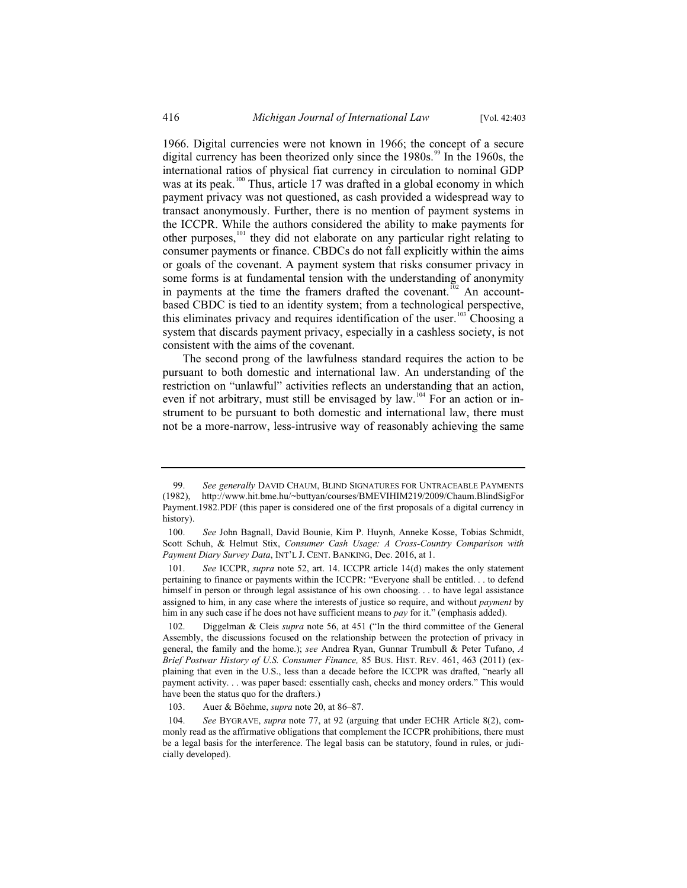1966. Digital currencies were not known in 1966; the concept of a secure digital currency has been theorized only since the 1980s.[99] In the 1960s, the international ratios of physical fiat currency in circulation to nominal GDP was at its peak.[100] Thus, article 17 was drafted in a global economy in which payment privacy was not questioned, as cash provided a widespread way to transact anonymously. Further, there is no mention of payment systems in the ICCPR. While the authors considered the ability to make payments for other purposes,[101] they did not elaborate on any particular right relating to consumer payments or finance. CBDCs do not fall explicitly within the aims or goals of the covenant. A payment system that risks consumer privacy in some forms is at fundamental tension with the understanding of anonymity in payments at the time the framers drafted the covenant.[102] An account-based CBDC is tied to an identity system; from a technological perspective, this eliminates privacy and requires identification of the user.[103] Choosing a system that discards payment privacy, especially in a cashless society, is not consistent with the aims of the covenant.

The second prong of the lawfulness standard requires the action to be pursuant to both domestic and international law. An understanding of the restriction on "unlawful" activities reflects an understanding that an action, even if not arbitrary, must still be envisaged by law.[104] For an action or instrument to be pursuant to both domestic and international law, there must not be a more-narrow, less-intrusive way of reasonably achieving the same

---

99. *See generally* DAVID CHAUM, BLIND SIGNATURES FOR UNTRACEABLE PAYMENTS (1982), http://www.hit.bme.hu/~buttyan/courses/BMEVIHIM219/2009/Chaum.BlindSigForPayment.1982.PDF (this paper is considered one of the first proposals of a digital currency in history).

100. *See* John Bagnall, David Bounie, Kim P. Huynh, Anneke Kosse, Tobias Schmidt, Scott Schuh, & Helmut Stix, *Consumer Cash Usage: A Cross-Country Comparison with Payment Diary Survey Data*, INT'L J. CENT. BANKING, Dec. 2016, at 1.

101. *See* ICCPR, *supra* note 52, art. 14. ICCPR article 14(d) makes the only statement pertaining to finance or payments within the ICCPR: "Everyone shall be entitled. . . to defend himself in person or through legal assistance of his own choosing. . . to have legal assistance assigned to him, in any case where the interests of justice so require, and without *payment* by him in any such case if he does not have sufficient means to *pay* for it." (emphasis added).

102. Diggelman & Cleis *supra* note 56, at 451 ("In the third committee of the General Assembly, the discussions focused on the relationship between the protection of privacy in general, the family and the home.); *see* Andrea Ryan, Gunnar Trumbull & Peter Tufano, *A Brief Postwar History of U.S. Consumer Finance,* 85 BUS. HIST. REV. 461, 463 (2011) (explaining that even in the U.S., less than a decade before the ICCPR was drafted, "nearly all payment activity. . . was paper based: essentially cash, checks and money orders." This would have been the status quo for the drafters.)

103. Auer & Böehme, *supra* note 20, at 86–87.

104. *See* BYGRAVE, *supra* note 77, at 92 (arguing that under ECHR Article 8(2), commonly read as the affirmative obligations that complement the ICCPR prohibitions, there must be a legal basis for the interference. The legal basis can be statutory, found in rules, or judicially developed).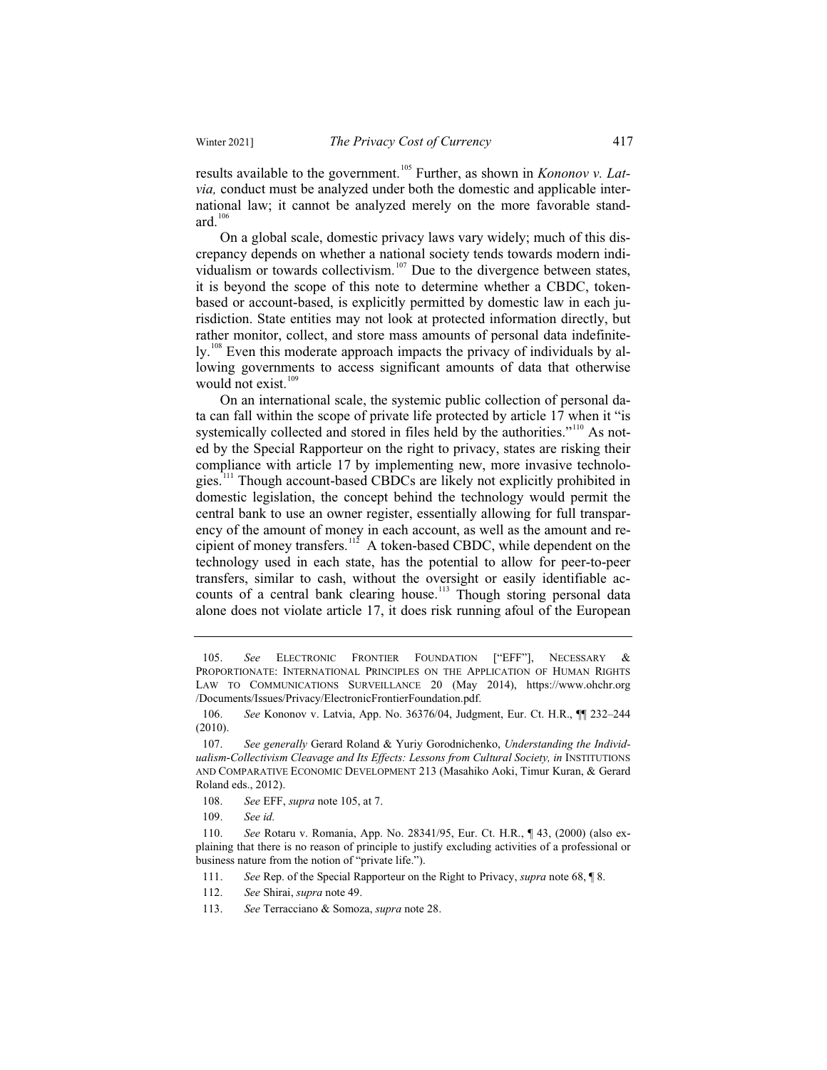results available to the government.[105] Further, as shown in *Kononov v. Latvia,* conduct must be analyzed under both the domestic and applicable international law; it cannot be analyzed merely on the more favorable standard.[106]

On a global scale, domestic privacy laws vary widely; much of this discrepancy depends on whether a national society tends towards modern individualism or towards collectivism.[107] Due to the divergence between states, it is beyond the scope of this note to determine whether a CBDC, token-based or account-based, is explicitly permitted by domestic law in each jurisdiction. State entities may not look at protected information directly, but rather monitor, collect, and store mass amounts of personal data indefinitely.[108] Even this moderate approach impacts the privacy of individuals by allowing governments to access significant amounts of data that otherwise would not exist.[109]

On an international scale, the systemic public collection of personal data can fall within the scope of private life protected by article 17 when it "is systemically collected and stored in files held by the authorities."[110] As noted by the Special Rapporteur on the right to privacy, states are risking their compliance with article 17 by implementing new, more invasive technologies.[111] Though account-based CBDCs are likely not explicitly prohibited in domestic legislation, the concept behind the technology would permit the central bank to use an owner register, essentially allowing for full transparency of the amount of money in each account, as well as the amount and recipient of money transfers.[112] A token-based CBDC, while dependent on the technology used in each state, has the potential to allow for peer-to-peer transfers, similar to cash, without the oversight or easily identifiable accounts of a central bank clearing house.[113] Though storing personal data alone does not violate article 17, it does risk running afoul of the European

---

105. *See* ELECTRONIC FRONTIER FOUNDATION ["EFF"], NECESSARY & PROPORTIONATE: INTERNATIONAL PRINCIPLES ON THE APPLICATION OF HUMAN RIGHTS LAW TO COMMUNICATIONS SURVEILLANCE 20 (May 2014), https://www.ohchr.org/Documents/Issues/Privacy/ElectronicFrontierFoundation.pdf.

106. *See* Kononov v. Latvia, App. No. 36376/04, Judgment, Eur. Ct. H.R., ¶¶ 232–244 (2010).

107. *See generally* Gerard Roland & Yuriy Gorodnichenko, *Understanding the Individualism-Collectivism Cleavage and Its Effects: Lessons from Cultural Society, in* INSTITUTIONS AND COMPARATIVE ECONOMIC DEVELOPMENT 213 (Masahiko Aoki, Timur Kuran, & Gerard Roland eds., 2012).

108. *See* EFF, *supra* note 105, at 7.

109. *See id.*

110. *See* Rotaru v. Romania, App. No. 28341/95, Eur. Ct. H.R., ¶ 43, (2000) (also explaining that there is no reason of principle to justify excluding activities of a professional or business nature from the notion of "private life.").

111. *See* Rep. of the Special Rapporteur on the Right to Privacy, *supra* note 68, ¶ 8.

112. *See* Shirai, *supra* note 49.

113. *See* Terracciano & Somoza, *supra* note 28.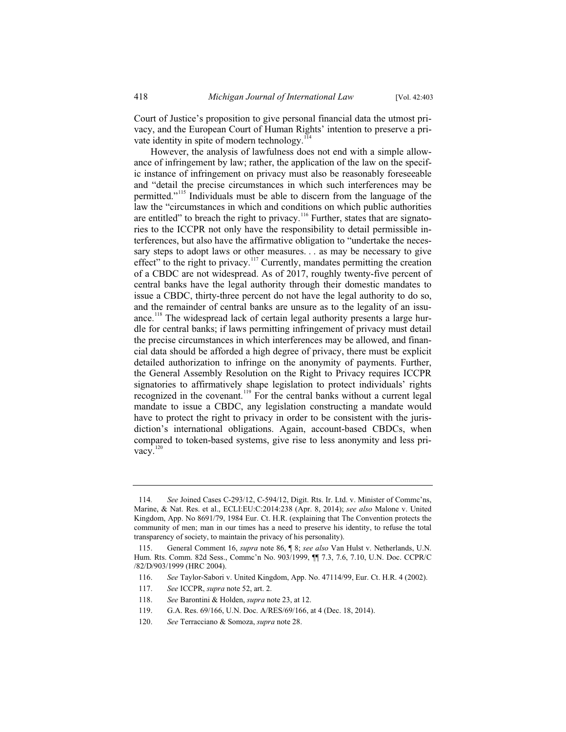Court of Justice's proposition to give personal financial data the utmost privacy, and the European Court of Human Rights' intention to preserve a private identity in spite of modern technology.[114]

However, the analysis of lawfulness does not end with a simple allowance of infringement by law; rather, the application of the law on the specific instance of infringement on privacy must also be reasonably foreseeable and "detail the precise circumstances in which such interferences may be permitted."[115] Individuals must be able to discern from the language of the law the "circumstances in which and conditions on which public authorities are entitled" to breach the right to privacy.[116] Further, states that are signatories to the ICCPR not only have the responsibility to detail permissible interferences, but also have the affirmative obligation to "undertake the necessary steps to adopt laws or other measures. . . as may be necessary to give effect" to the right to privacy.[117] Currently, mandates permitting the creation of a CBDC are not widespread. As of 2017, roughly twenty-five percent of central banks have the legal authority through their domestic mandates to issue a CBDC, thirty-three percent do not have the legal authority to do so, and the remainder of central banks are unsure as to the legality of an issuance.[118] The widespread lack of certain legal authority presents a large hurdle for central banks; if laws permitting infringement of privacy must detail the precise circumstances in which interferences may be allowed, and financial data should be afforded a high degree of privacy, there must be explicit detailed authorization to infringe on the anonymity of payments. Further, the General Assembly Resolution on the Right to Privacy requires ICCPR signatories to affirmatively shape legislation to protect individuals' rights recognized in the covenant.[119] For the central banks without a current legal mandate to issue a CBDC, any legislation constructing a mandate would have to protect the right to privacy in order to be consistent with the jurisdiction's international obligations. Again, account-based CBDCs, when compared to token-based systems, give rise to less anonymity and less privacy.[120]

---

114. *See* Joined Cases C-293/12, C-594/12, Digit. Rts. Ir. Ltd. v. Minister of Commc'ns, Marine, & Nat. Res. et al., ECLI:EU:C:2014:238 (Apr. 8, 2014); *see also* Malone v. United Kingdom, App. No 8691/79, 1984 Eur. Ct. H.R. (explaining that The Convention protects the community of men; man in our times has a need to preserve his identity, to refuse the total transparency of society, to maintain the privacy of his personality).

115. General Comment 16, *supra* note 86, ¶ 8; *see also* Van Hulst v. Netherlands, U.N. Hum. Rts. Comm. 82d Sess., Commc'n No. 903/1999, ¶¶ 7.3, 7.6, 7.10, U.N. Doc. CCPR/C/82/D/903/1999 (HRC 2004).

116. *See* Taylor-Sabori v. United Kingdom, App. No. 47114/99, Eur. Ct. H.R. 4 (2002).

117. *See* ICCPR, *supra* note 52, art. 2.

118. *See* Barontini & Holden, *supra* note 23, at 12.

119. G.A. Res. 69/166, U.N. Doc. A/RES/69/166, at 4 (Dec. 18, 2014).

120. *See* Terracciano & Somoza, *supra* note 28.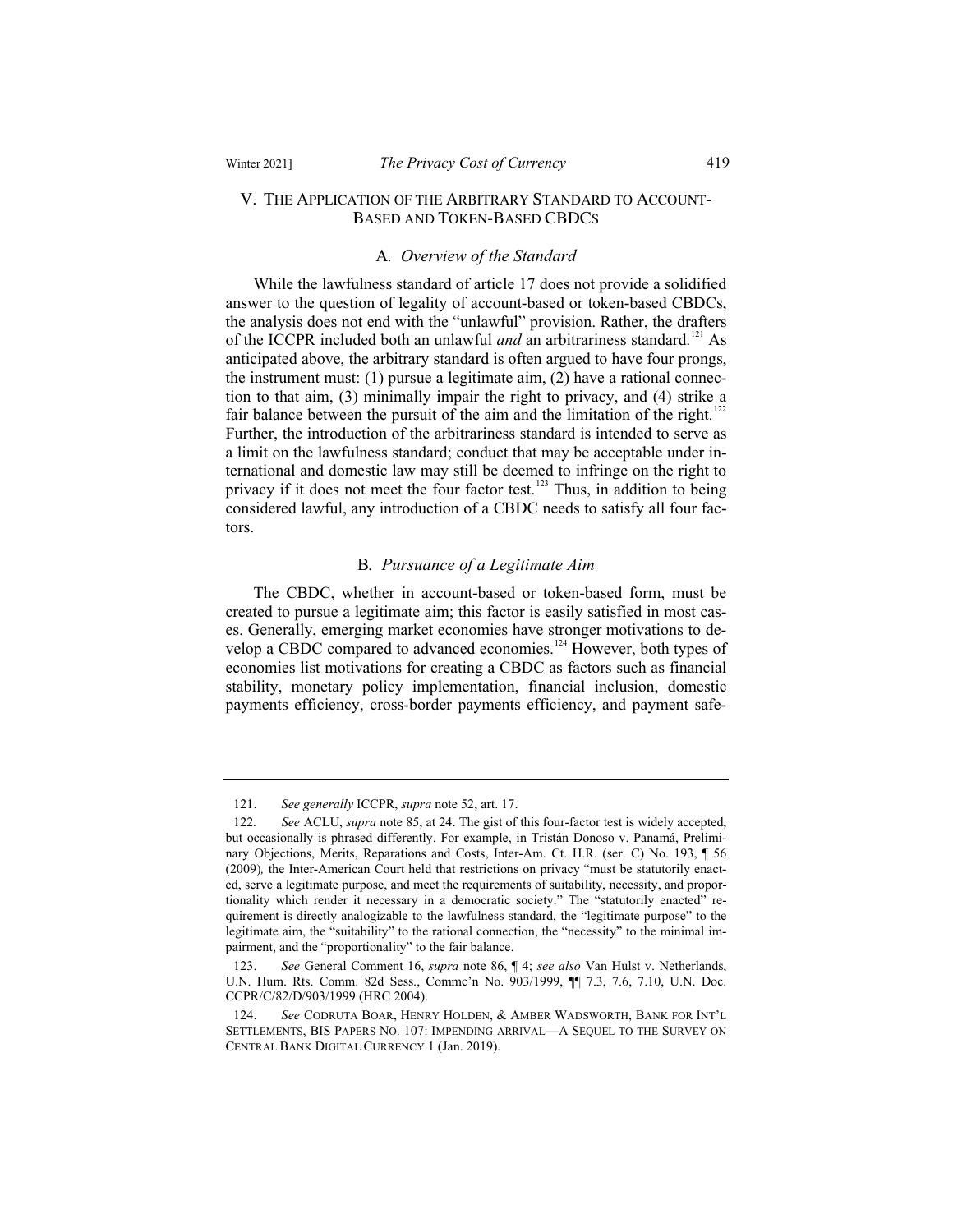## V. The Application of the Arbitrary Standard to Account-Based and Token-Based CBDCs

### A. *Overview of the Standard*

While the lawfulness standard of article 17 does not provide a solidified answer to the question of legality of account-based or token-based CBDCs, the analysis does not end with the "unlawful" provision. Rather, the drafters of the ICCPR included both an unlawful *and* an arbitrariness standard.[121] As anticipated above, the arbitrary standard is often argued to have four prongs, the instrument must: (1) pursue a legitimate aim, (2) have a rational connection to that aim, (3) minimally impair the right to privacy, and (4) strike a fair balance between the pursuit of the aim and the limitation of the right.[122] Further, the introduction of the arbitrariness standard is intended to serve as a limit on the lawfulness standard; conduct that may be acceptable under international and domestic law may still be deemed to infringe on the right to privacy if it does not meet the four factor test.[123] Thus, in addition to being considered lawful, any introduction of a CBDC needs to satisfy all four factors.

### B. *Pursuance of a Legitimate Aim*

The CBDC, whether in account-based or token-based form, must be created to pursue a legitimate aim; this factor is easily satisfied in most cases. Generally, emerging market economies have stronger motivations to develop a CBDC compared to advanced economies.[124] However, both types of economies list motivations for creating a CBDC as factors such as financial stability, monetary policy implementation, financial inclusion, domestic payments efficiency, cross-border payments efficiency, and payment safe-

---

121. *See generally* ICCPR, *supra* note 52, art. 17.

122. *See* ACLU, *supra* note 85, at 24. The gist of this four-factor test is widely accepted, but occasionally is phrased differently. For example, in Tristán Donoso v. Panamá, Preliminary Objections, Merits, Reparations and Costs, Inter-Am. Ct. H.R. (ser. C) No. 193, ¶ 56 (2009)*,* the Inter-American Court held that restrictions on privacy "must be statutorily enacted, serve a legitimate purpose, and meet the requirements of suitability, necessity, and proportionality which render it necessary in a democratic society." The "statutorily enacted" requirement is directly analogizable to the lawfulness standard, the "legitimate purpose" to the legitimate aim, the "suitability" to the rational connection, the "necessity" to the minimal impairment, and the "proportionality" to the fair balance.

123. *See* General Comment 16, *supra* note 86, ¶ 4; *see also* Van Hulst v. Netherlands, U.N. Hum. Rts. Comm. 82d Sess., Commc'n No. 903/1999, ¶¶ 7.3, 7.6, 7.10, U.N. Doc. CCPR/C/82/D/903/1999 (HRC 2004).

124. *See* Codruta Boar, Henry Holden, & Amber Wadsworth, Bank for Int'l Settlements, BIS Papers No. 107: Impending arrival—A Sequel to the Survey on Central Bank Digital Currency 1 (Jan. 2019).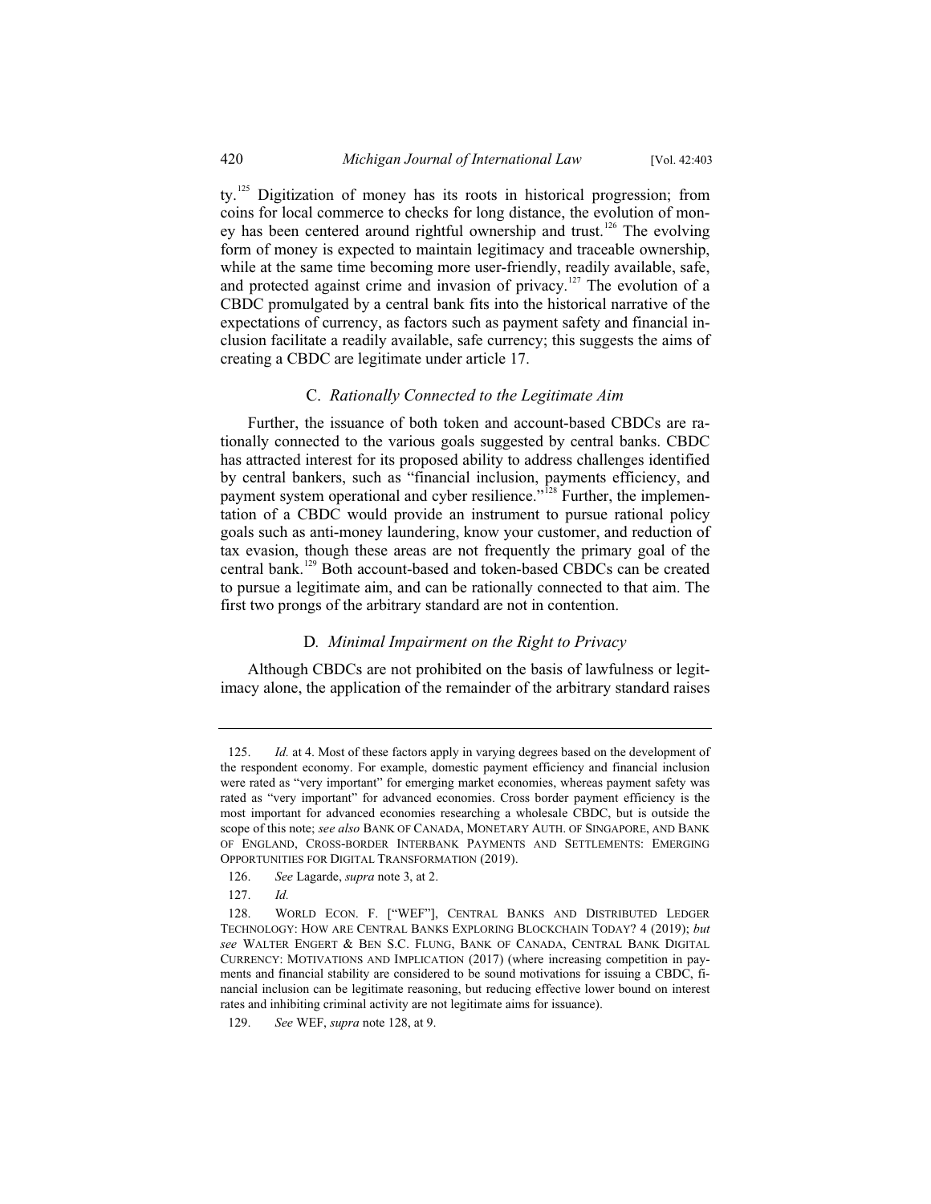ty.[125] Digitization of money has its roots in historical progression; from coins for local commerce to checks for long distance, the evolution of money has been centered around rightful ownership and trust.[126] The evolving form of money is expected to maintain legitimacy and traceable ownership, while at the same time becoming more user-friendly, readily available, safe, and protected against crime and invasion of privacy.[127] The evolution of a CBDC promulgated by a central bank fits into the historical narrative of the expectations of currency, as factors such as payment safety and financial inclusion facilitate a readily available, safe currency; this suggests the aims of creating a CBDC are legitimate under article 17.

### C. *Rationally Connected to the Legitimate Aim*

Further, the issuance of both token and account-based CBDCs are rationally connected to the various goals suggested by central banks. CBDC has attracted interest for its proposed ability to address challenges identified by central bankers, such as "financial inclusion, payments efficiency, and payment system operational and cyber resilience."[128] Further, the implementation of a CBDC would provide an instrument to pursue rational policy goals such as anti-money laundering, know your customer, and reduction of tax evasion, though these areas are not frequently the primary goal of the central bank.[129] Both account-based and token-based CBDCs can be created to pursue a legitimate aim, and can be rationally connected to that aim. The first two prongs of the arbitrary standard are not in contention.

### D. *Minimal Impairment on the Right to Privacy*

Although CBDCs are not prohibited on the basis of lawfulness or legitimacy alone, the application of the remainder of the arbitrary standard raises

---

125. *Id.* at 4. Most of these factors apply in varying degrees based on the development of the respondent economy. For example, domestic payment efficiency and financial inclusion were rated as "very important" for emerging market economies, whereas payment safety was rated as "very important" for advanced economies. Cross border payment efficiency is the most important for advanced economies researching a wholesale CBDC, but is outside the scope of this note; *see also* BANK OF CANADA, MONETARY AUTH. OF SINGAPORE, AND BANK OF ENGLAND, CROSS-BORDER INTERBANK PAYMENTS AND SETTLEMENTS: EMERGING OPPORTUNITIES FOR DIGITAL TRANSFORMATION (2019).

126. *See* Lagarde, *supra* note 3, at 2.

127. *Id.*

128. WORLD ECON. F. ["WEF"], CENTRAL BANKS AND DISTRIBUTED LEDGER TECHNOLOGY: HOW ARE CENTRAL BANKS EXPLORING BLOCKCHAIN TODAY? 4 (2019); *but see* WALTER ENGERT & BEN S.C. FLUNG, BANK OF CANADA, CENTRAL BANK DIGITAL CURRENCY: MOTIVATIONS AND IMPLICATION (2017) (where increasing competition in payments and financial stability are considered to be sound motivations for issuing a CBDC, financial inclusion can be legitimate reasoning, but reducing effective lower bound on interest rates and inhibiting criminal activity are not legitimate aims for issuance).

129. *See* WEF, *supra* note 128, at 9.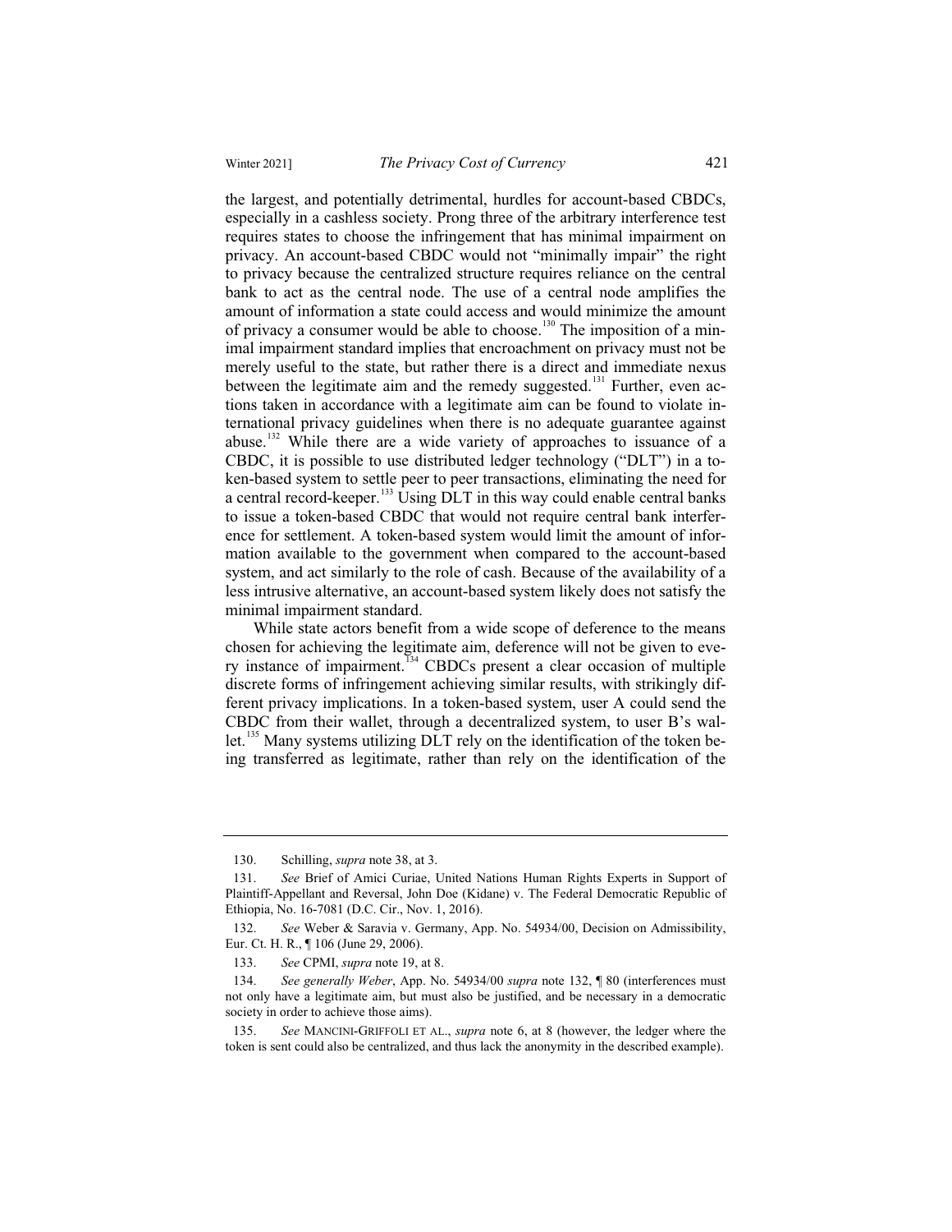the largest, and potentially detrimental, hurdles for account-based CBDCs, especially in a cashless society. Prong three of the arbitrary interference test requires states to choose the infringement that has minimal impairment on privacy. An account-based CBDC would not "minimally impair" the right to privacy because the centralized structure requires reliance on the central bank to act as the central node. The use of a central node amplifies the amount of information a state could access and would minimize the amount of privacy a consumer would be able to choose.[130] The imposition of a minimal impairment standard implies that encroachment on privacy must not be merely useful to the state, but rather there is a direct and immediate nexus between the legitimate aim and the remedy suggested.[131] Further, even actions taken in accordance with a legitimate aim can be found to violate international privacy guidelines when there is no adequate guarantee against abuse.[132] While there are a wide variety of approaches to issuance of a CBDC, it is possible to use distributed ledger technology ("DLT") in a token-based system to settle peer to peer transactions, eliminating the need for a central record-keeper.[133] Using DLT in this way could enable central banks to issue a token-based CBDC that would not require central bank interference for settlement. A token-based system would limit the amount of information available to the government when compared to the account-based system, and act similarly to the role of cash. Because of the availability of a less intrusive alternative, an account-based system likely does not satisfy the minimal impairment standard.

While state actors benefit from a wide scope of deference to the means chosen for achieving the legitimate aim, deference will not be given to every instance of impairment.[134] CBDCs present a clear occasion of multiple discrete forms of infringement achieving similar results, with strikingly different privacy implications. In a token-based system, user A could send the CBDC from their wallet, through a decentralized system, to user B's wallet.[135] Many systems utilizing DLT rely on the identification of the token being transferred as legitimate, rather than rely on the identification of the

---

130. Schilling, *supra* note 38, at 3.

131. *See* Brief of Amici Curiae, United Nations Human Rights Experts in Support of Plaintiff-Appellant and Reversal, John Doe (Kidane) v. The Federal Democratic Republic of Ethiopia, No. 16-7081 (D.C. Cir., Nov. 1, 2016).

132. *See* Weber & Saravia v. Germany, App. No. 54934/00, Decision on Admissibility, Eur. Ct. H. R., ¶ 106 (June 29, 2006).

133. *See* CPMI, *supra* note 19, at 8.

134. *See generally Weber*, App. No. 54934/00 *supra* note 132, ¶ 80 (interferences must not only have a legitimate aim, but must also be justified, and be necessary in a democratic society in order to achieve those aims).

135. *See* MANCINI-GRIFFOLI ET AL., *supra* note 6, at 8 (however, the ledger where the token is sent could also be centralized, and thus lack the anonymity in the described example).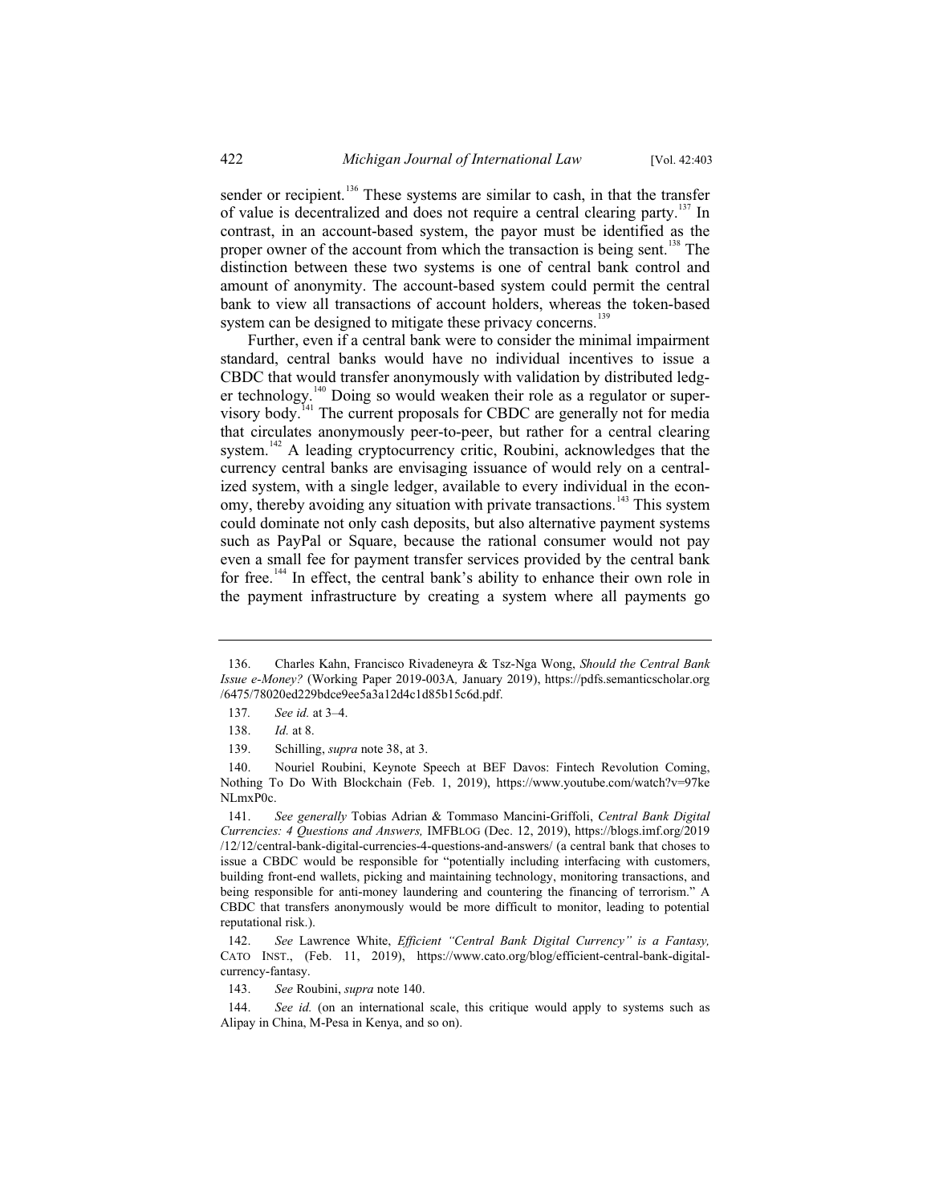sender or recipient.[136] These systems are similar to cash, in that the transfer of value is decentralized and does not require a central clearing party.[137] In contrast, in an account-based system, the payor must be identified as the proper owner of the account from which the transaction is being sent.[138] The distinction between these two systems is one of central bank control and amount of anonymity. The account-based system could permit the central bank to view all transactions of account holders, whereas the token-based system can be designed to mitigate these privacy concerns.[139]

Further, even if a central bank were to consider the minimal impairment standard, central banks would have no individual incentives to issue a CBDC that would transfer anonymously with validation by distributed ledger technology.[140] Doing so would weaken their role as a regulator or supervisory body.[141] The current proposals for CBDC are generally not for media that circulates anonymously peer-to-peer, but rather for a central clearing system.[142] A leading cryptocurrency critic, Roubini, acknowledges that the currency central banks are envisaging issuance of would rely on a centralized system, with a single ledger, available to every individual in the economy, thereby avoiding any situation with private transactions.[143] This system could dominate not only cash deposits, but also alternative payment systems such as PayPal or Square, because the rational consumer would not pay even a small fee for payment transfer services provided by the central bank for free.[144] In effect, the central bank's ability to enhance their own role in the payment infrastructure by creating a system where all payments go

---

136. Charles Kahn, Francisco Rivadeneyra & Tsz-Nga Wong, *Should the Central Bank Issue e-Money?* (Working Paper 2019-003A*,* January 2019), https://pdfs.semanticscholar.org/6475/78020ed229bdce9ee5a3a12d4c1d85b15c6d.pdf.

137. *See id.* at 3–4.

138. *Id.* at 8.

139. Schilling, *supra* note 38, at 3.

140. Nouriel Roubini, Keynote Speech at BEF Davos: Fintech Revolution Coming, Nothing To Do With Blockchain (Feb. 1, 2019), https://www.youtube.com/watch?v=97keNLmxP0c.

141. *See generally* Tobias Adrian & Tommaso Mancini-Griffoli, *Central Bank Digital Currencies: 4 Questions and Answers,* IMFBLOG (Dec. 12, 2019), https://blogs.imf.org/2019/12/12/central-bank-digital-currencies-4-questions-and-answers/ (a central bank that choses to issue a CBDC would be responsible for "potentially including interfacing with customers, building front-end wallets, picking and maintaining technology, monitoring transactions, and being responsible for anti-money laundering and countering the financing of terrorism." A CBDC that transfers anonymously would be more difficult to monitor, leading to potential reputational risk.).

142. *See* Lawrence White, *Efficient "Central Bank Digital Currency" is a Fantasy,* CATO INST., (Feb. 11, 2019), https://www.cato.org/blog/efficient-central-bank-digital-currency-fantasy.

143. *See* Roubini, *supra* note 140.

144. *See id.* (on an international scale, this critique would apply to systems such as Alipay in China, M-Pesa in Kenya, and so on).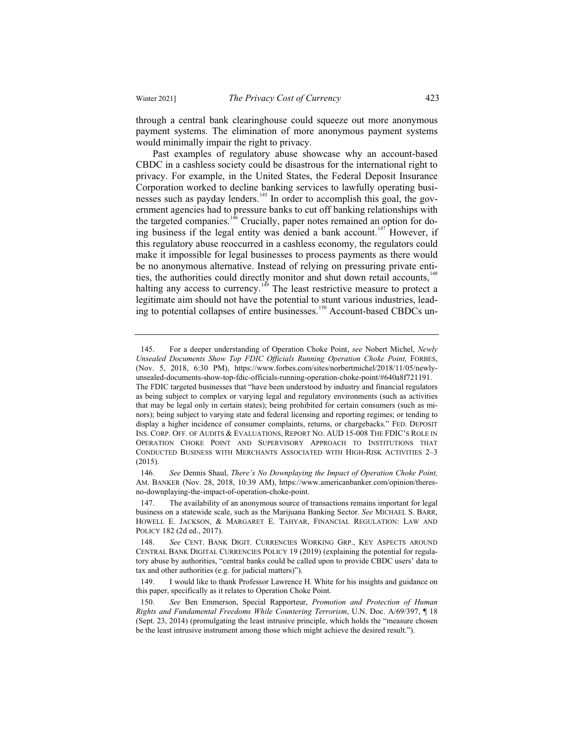through a central bank clearinghouse could squeeze out more anonymous payment systems. The elimination of more anonymous payment systems would minimally impair the right to privacy.

Past examples of regulatory abuse showcase why an account-based CBDC in a cashless society could be disastrous for the international right to privacy. For example, in the United States, the Federal Deposit Insurance Corporation worked to decline banking services to lawfully operating businesses such as payday lenders.[145] In order to accomplish this goal, the government agencies had to pressure banks to cut off banking relationships with the targeted companies.[146] Crucially, paper notes remained an option for doing business if the legal entity was denied a bank account.[147] However, if this regulatory abuse reoccurred in a cashless economy, the regulators could make it impossible for legal businesses to process payments as there would be no anonymous alternative. Instead of relying on pressuring private entities, the authorities could directly monitor and shut down retail accounts,[148] halting any access to currency.[149] The least restrictive measure to protect a legitimate aim should not have the potential to stunt various industries, leading to potential collapses of entire businesses.[150] Account-based CBDCs un-

---

145. For a deeper understanding of Operation Choke Point, *see* Nobert Michel, *Newly Unsealed Documents Show Top FDIC Officials Running Operation Choke Point,* FORBES, (Nov. 5, 2018, 6:30 PM), https://www.forbes.com/sites/norbertmichel/2018/11/05/newly-unsealed-documents-show-top-fdic-officials-running-operation-choke-point/#640a8f721191. The FDIC targeted businesses that "have been understood by industry and financial regulators as being subject to complex or varying legal and regulatory environments (such as activities that may be legal only in certain states); being prohibited for certain consumers (such as minors); being subject to varying state and federal licensing and reporting regimes; or tending to display a higher incidence of consumer complaints, returns, or chargebacks." FED. DEPOSIT INS. CORP. OFF. OF AUDITS & EVALUATIONS, REPORT NO. AUD 15-008 THE FDIC'S ROLE IN OPERATION CHOKE POINT AND SUPERVISORY APPROACH TO INSTITUTIONS THAT CONDUCTED BUSINESS WITH MERCHANTS ASSOCIATED WITH HIGH-RISK ACTIVITIES 2–3 (2015).

146. *See* Dennis Shaul, *There's No Downplaying the Impact of Operation Choke Point,* AM. BANKER (Nov. 28, 2018, 10:39 AM), https://www.americanbanker.com/opinion/theres-no-downplaying-the-impact-of-operation-choke-point.

147. The availability of an anonymous source of transactions remains important for legal business on a statewide scale, such as the Marijuana Banking Sector. *See* MICHAEL S. BARR, HOWELL E. JACKSON, & MARGARET E. TAHYAR, FINANCIAL REGULATION: LAW AND POLICY 182 (2d ed., 2017).

148. *See* CENT. BANK DIGIT. CURRENCIES WORKING GRP., KEY ASPECTS AROUND CENTRAL BANK DIGITAL CURRENCIES POLICY 19 (2019) (explaining the potential for regulatory abuse by authorities, "central banks could be called upon to provide CBDC users' data to tax and other authorities (e.g. for judicial matters)").

149. I would like to thank Professor Lawrence H. White for his insights and guidance on this paper, specifically as it relates to Operation Choke Point.

150. *See* Ben Emmerson, Special Rapporteur, *Promotion and Protection of Human Rights and Fundamental Freedoms While Countering Terrorism*, U.N. Doc. A/69/397, ¶ 18 (Sept. 23, 2014) (promulgating the least intrusive principle, which holds the "measure chosen be the least intrusive instrument among those which might achieve the desired result.").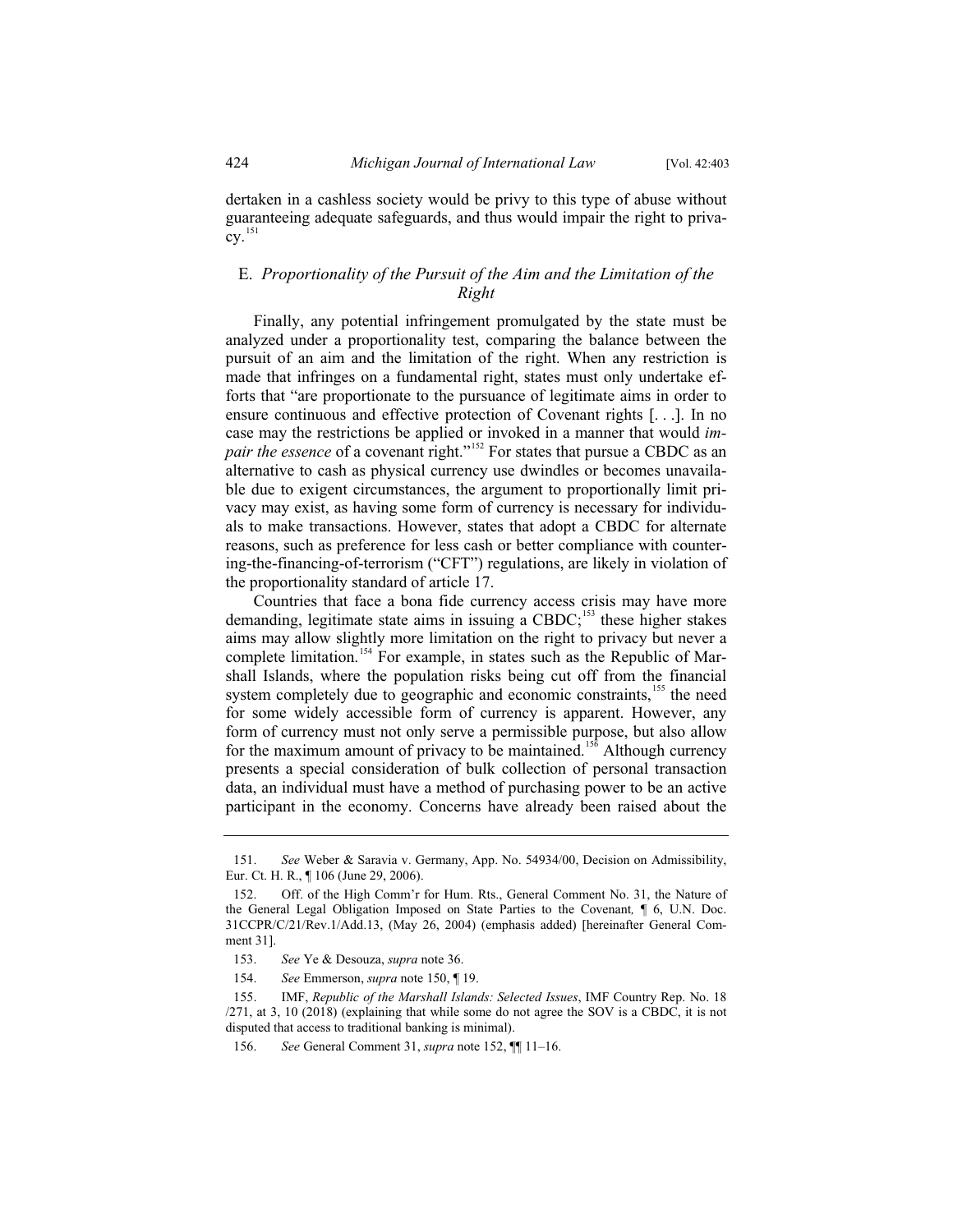dertaken in a cashless society would be privy to this type of abuse without guaranteeing adequate safeguards, and thus would impair the right to privacy.[151]

### E. *Proportionality of the Pursuit of the Aim and the Limitation of the Right*

Finally, any potential infringement promulgated by the state must be analyzed under a proportionality test, comparing the balance between the pursuit of an aim and the limitation of the right. When any restriction is made that infringes on a fundamental right, states must only undertake efforts that "are proportionate to the pursuance of legitimate aims in order to ensure continuous and effective protection of Covenant rights [. . .]. In no case may the restrictions be applied or invoked in a manner that would *impair the essence* of a covenant right."[152] For states that pursue a CBDC as an alternative to cash as physical currency use dwindles or becomes unavailable due to exigent circumstances, the argument to proportionally limit privacy may exist, as having some form of currency is necessary for individuals to make transactions. However, states that adopt a CBDC for alternate reasons, such as preference for less cash or better compliance with countering-the-financing-of-terrorism ("CFT") regulations, are likely in violation of the proportionality standard of article 17.

Countries that face a bona fide currency access crisis may have more demanding, legitimate state aims in issuing a CBDC;[153] these higher stakes aims may allow slightly more limitation on the right to privacy but never a complete limitation.[154] For example, in states such as the Republic of Marshall Islands, where the population risks being cut off from the financial system completely due to geographic and economic constraints,[155] the need for some widely accessible form of currency is apparent. However, any form of currency must not only serve a permissible purpose, but also allow for the maximum amount of privacy to be maintained.[156] Although currency presents a special consideration of bulk collection of personal transaction data, an individual must have a method of purchasing power to be an active participant in the economy. Concerns have already been raised about the

---

151. *See* Weber & Saravia v. Germany, App. No. 54934/00, Decision on Admissibility, Eur. Ct. H. R., ¶ 106 (June 29, 2006).

152. Off. of the High Comm'r for Hum. Rts., General Comment No. 31, the Nature of the General Legal Obligation Imposed on State Parties to the Covenant*,* ¶ 6, U.N. Doc. 31CCPR/C/21/Rev.1/Add.13, (May 26, 2004) (emphasis added) [hereinafter General Comment 31].

153. *See* Ye & Desouza, *supra* note 36.

154. *See* Emmerson, *supra* note 150, ¶ 19.

155. IMF, *Republic of the Marshall Islands: Selected Issues*, IMF Country Rep. No. 18 /271, at 3, 10 (2018) (explaining that while some do not agree the SOV is a CBDC, it is not disputed that access to traditional banking is minimal).

156. *See* General Comment 31, *supra* note 152, ¶¶ 11–16.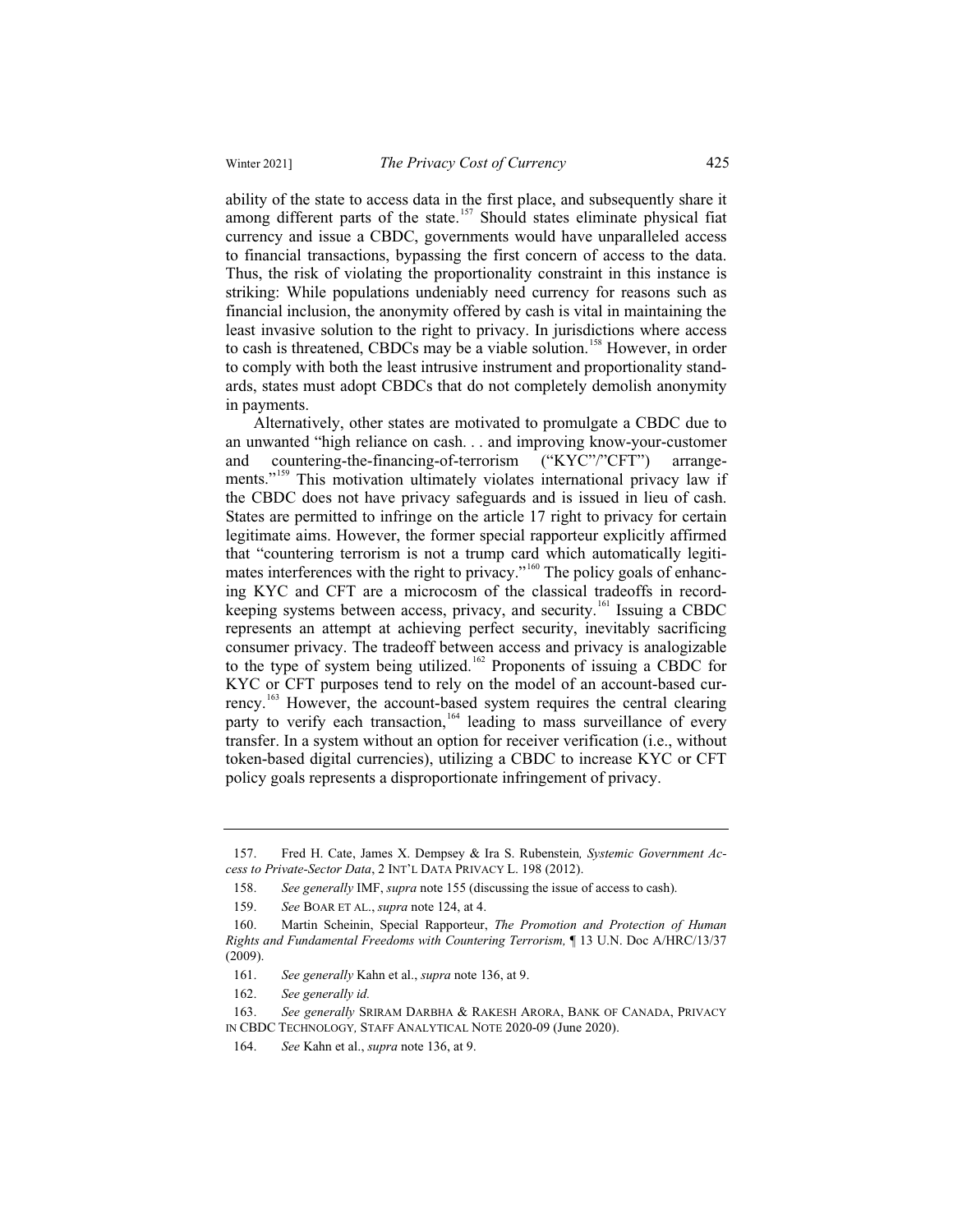ability of the state to access data in the first place, and subsequently share it among different parts of the state.[157] Should states eliminate physical fiat currency and issue a CBDC, governments would have unparalleled access to financial transactions, bypassing the first concern of access to the data. Thus, the risk of violating the proportionality constraint in this instance is striking: While populations undeniably need currency for reasons such as financial inclusion, the anonymity offered by cash is vital in maintaining the least invasive solution to the right to privacy. In jurisdictions where access to cash is threatened, CBDCs may be a viable solution.[158] However, in order to comply with both the least intrusive instrument and proportionality standards, states must adopt CBDCs that do not completely demolish anonymity in payments.

Alternatively, other states are motivated to promulgate a CBDC due to an unwanted "high reliance on cash. . . and improving know-your-customer and countering-the-financing-of-terrorism ("KYC"/"CFT") arrangements."[159] This motivation ultimately violates international privacy law if the CBDC does not have privacy safeguards and is issued in lieu of cash. States are permitted to infringe on the article 17 right to privacy for certain legitimate aims. However, the former special rapporteur explicitly affirmed that "countering terrorism is not a trump card which automatically legitimates interferences with the right to privacy."[160] The policy goals of enhancing KYC and CFT are a microcosm of the classical tradeoffs in recordkeeping systems between access, privacy, and security.[161] Issuing a CBDC represents an attempt at achieving perfect security, inevitably sacrificing consumer privacy. The tradeoff between access and privacy is analogizable to the type of system being utilized.[162] Proponents of issuing a CBDC for KYC or CFT purposes tend to rely on the model of an account-based currency.[163] However, the account-based system requires the central clearing party to verify each transaction,[164] leading to mass surveillance of every transfer. In a system without an option for receiver verification (i.e., without token-based digital currencies), utilizing a CBDC to increase KYC or CFT policy goals represents a disproportionate infringement of privacy.

---

157. Fred H. Cate, James X. Dempsey & Ira S. Rubenstein, *Systemic Government Access to Private-Sector Data*, 2 INT'L DATA PRIVACY L. 198 (2012).

158. *See generally* IMF, *supra* note 155 (discussing the issue of access to cash).

159. *See* BOAR ET AL., *supra* note 124, at 4.

160. Martin Scheinin, Special Rapporteur, *The Promotion and Protection of Human Rights and Fundamental Freedoms with Countering Terrorism,* ¶ 13 U.N. Doc A/HRC/13/37 (2009).

161. *See generally* Kahn et al., *supra* note 136, at 9.

162. *See generally id.*

163. *See generally* SRIRAM DARBHA & RAKESH ARORA, BANK OF CANADA, PRIVACY IN CBDC TECHNOLOGY, STAFF ANALYTICAL NOTE 2020-09 (June 2020).

164. *See* Kahn et al., *supra* note 136, at 9.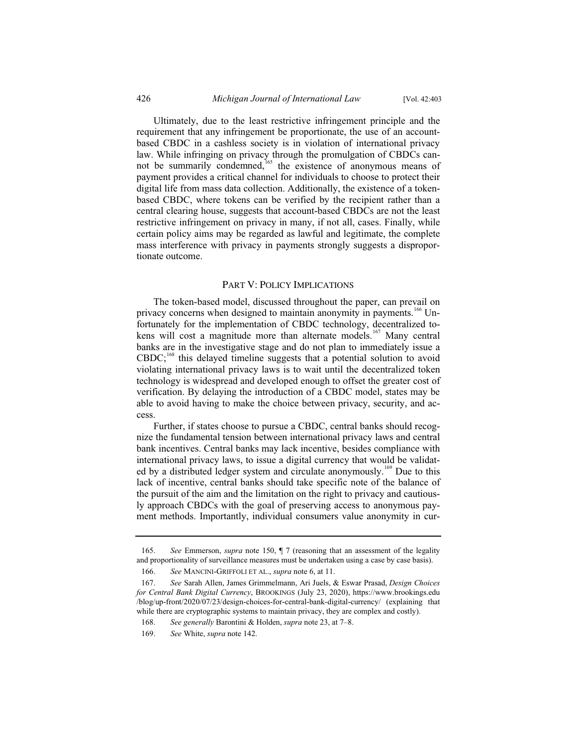Ultimately, due to the least restrictive infringement principle and the requirement that any infringement be proportionate, the use of an account-based CBDC in a cashless society is in violation of international privacy law. While infringing on privacy through the promulgation of CBDCs cannot be summarily condemned,[165] the existence of anonymous means of payment provides a critical channel for individuals to choose to protect their digital life from mass data collection. Additionally, the existence of a token-based CBDC, where tokens can be verified by the recipient rather than a central clearing house, suggests that account-based CBDCs are not the least restrictive infringement on privacy in many, if not all, cases. Finally, while certain policy aims may be regarded as lawful and legitimate, the complete mass interference with privacy in payments strongly suggests a disproportionate outcome.

## PART V: POLICY IMPLICATIONS

The token-based model, discussed throughout the paper, can prevail on privacy concerns when designed to maintain anonymity in payments.[166] Unfortunately for the implementation of CBDC technology, decentralized tokens will cost a magnitude more than alternate models.[167] Many central banks are in the investigative stage and do not plan to immediately issue a CBDC;[168] this delayed timeline suggests that a potential solution to avoid violating international privacy laws is to wait until the decentralized token technology is widespread and developed enough to offset the greater cost of verification. By delaying the introduction of a CBDC model, states may be able to avoid having to make the choice between privacy, security, and access.

Further, if states choose to pursue a CBDC, central banks should recognize the fundamental tension between international privacy laws and central bank incentives. Central banks may lack incentive, besides compliance with international privacy laws, to issue a digital currency that would be validated by a distributed ledger system and circulate anonymously.[169] Due to this lack of incentive, central banks should take specific note of the balance of the pursuit of the aim and the limitation on the right to privacy and cautiously approach CBDCs with the goal of preserving access to anonymous payment methods. Importantly, individual consumers value anonymity in cur-

---

165. *See* Emmerson, *supra* note 150, ¶ 7 (reasoning that an assessment of the legality and proportionality of surveillance measures must be undertaken using a case by case basis).

166. *See* MANCINI-GRIFFOLI ET AL., *supra* note 6, at 11.

167. *See* Sarah Allen, James Grimmelmann, Ari Juels, & Eswar Prasad, *Design Choices for Central Bank Digital Currency*, BROOKINGS (July 23, 2020), https://www.brookings.edu/blog/up-front/2020/07/23/design-choices-for-central-bank-digital-currency/ (explaining that while there are cryptographic systems to maintain privacy, they are complex and costly).

168. *See generally* Barontini & Holden, *supra* note 23, at 7–8.

169. *See* White, *supra* note 142.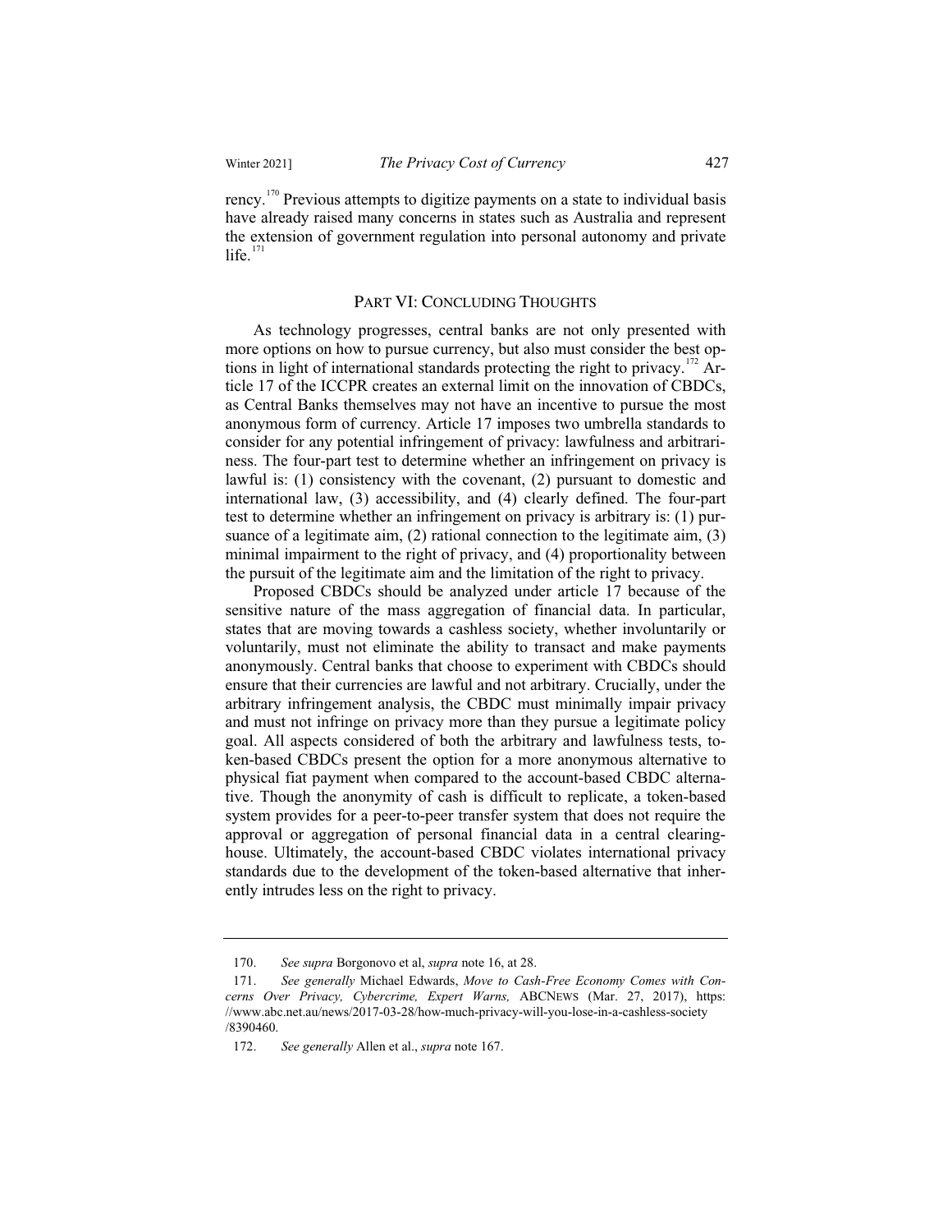rency.[170] Previous attempts to digitize payments on a state to individual basis have already raised many concerns in states such as Australia and represent the extension of government regulation into personal autonomy and private life.[171]

## PART VI: CONCLUDING THOUGHTS

As technology progresses, central banks are not only presented with more options on how to pursue currency, but also must consider the best options in light of international standards protecting the right to privacy.[172] Article 17 of the ICCPR creates an external limit on the innovation of CBDCs, as Central Banks themselves may not have an incentive to pursue the most anonymous form of currency. Article 17 imposes two umbrella standards to consider for any potential infringement of privacy: lawfulness and arbitrariness. The four-part test to determine whether an infringement on privacy is lawful is: (1) consistency with the covenant, (2) pursuant to domestic and international law, (3) accessibility, and (4) clearly defined. The four-part test to determine whether an infringement on privacy is arbitrary is: (1) pursuance of a legitimate aim, (2) rational connection to the legitimate aim, (3) minimal impairment to the right of privacy, and (4) proportionality between the pursuit of the legitimate aim and the limitation of the right to privacy.

Proposed CBDCs should be analyzed under article 17 because of the sensitive nature of the mass aggregation of financial data. In particular, states that are moving towards a cashless society, whether involuntarily or voluntarily, must not eliminate the ability to transact and make payments anonymously. Central banks that choose to experiment with CBDCs should ensure that their currencies are lawful and not arbitrary. Crucially, under the arbitrary infringement analysis, the CBDC must minimally impair privacy and must not infringe on privacy more than they pursue a legitimate policy goal. All aspects considered of both the arbitrary and lawfulness tests, token-based CBDCs present the option for a more anonymous alternative to physical fiat payment when compared to the account-based CBDC alternative. Though the anonymity of cash is difficult to replicate, a token-based system provides for a peer-to-peer transfer system that does not require the approval or aggregation of personal financial data in a central clearinghouse. Ultimately, the account-based CBDC violates international privacy standards due to the development of the token-based alternative that inherently intrudes less on the right to privacy.

---

170. *See supra* Borgonovo et al, *supra* note 16, at 28.

171. *See generally* Michael Edwards, *Move to Cash-Free Economy Comes with Concerns Over Privacy, Cybercrime, Expert Warns,* ABCNEWS (Mar. 27, 2017), https://www.abc.net.au/news/2017-03-28/how-much-privacy-will-you-lose-in-a-cashless-society/8390460.

172. *See generally* Allen et al., *supra* note 167.